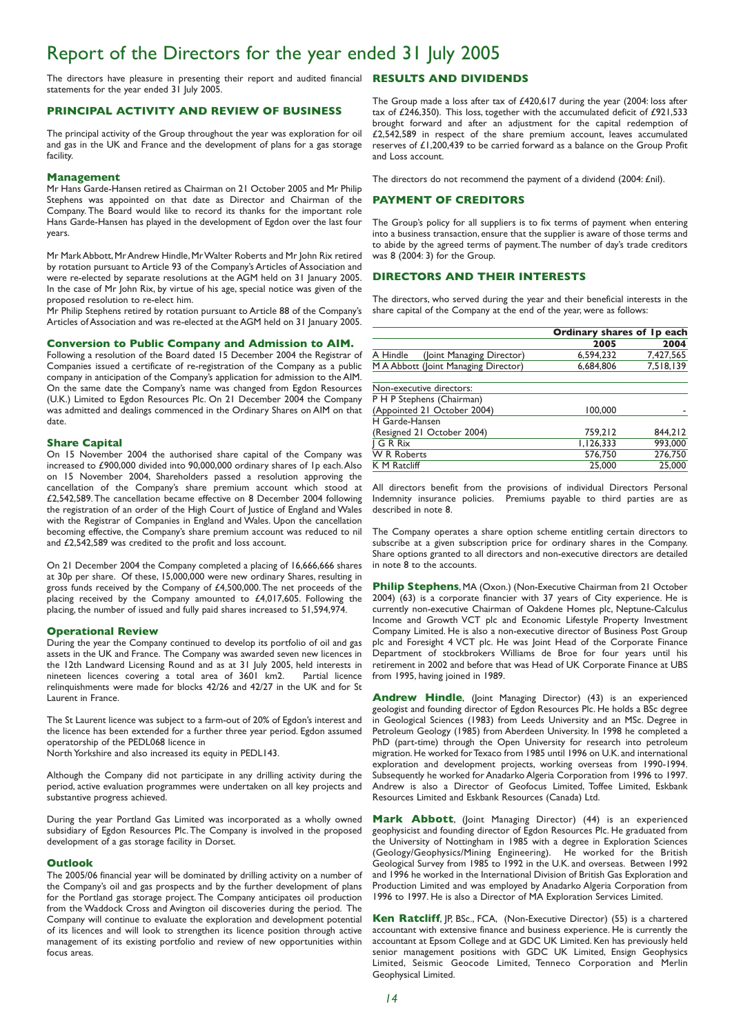# Report of the Directors for the year ended 31 July 2005

The directors have pleasure in presenting their report and audited financial statements for the year ended 31 July 2005.

## PRINCIPAL ACTIVITY AND REVIEW OF BUSINESS

The principal activity of the Group throughout the year was exploration for oil and gas in the UK and France and the development of plans for a gas storage facility.

### Management

Mr Hans Garde-Hansen retired as Chairman on 21 October 2005 and Mr Philip Stephens was appointed on that date as Director and Chairman of the Company. The Board would like to record its thanks for the important role Hans Garde-Hansen has played in the development of Egdon over the last four years.

Mr Mark Abbott, Mr Andrew Hindle, Mr Walter Roberts and Mr John Rix retired by rotation pursuant to Article 93 of the Company's Articles of Association and were re-elected by separate resolutions at the AGM held on 31 January 2005. In the case of Mr John Rix, by virtue of his age, special notice was given of the proposed resolution to re-elect him.

Mr Philip Stephens retired by rotation pursuant to Article 88 of the Company's Articles of Association and was re-elected at the AGM held on 31 January 2005.

### Conversion to Public Company and Admission to AIM.

Following a resolution of the Board dated 15 December 2004 the Registrar of Companies issued a certificate of re-registration of the Company as a public company in anticipation of the Company's application for admission to the AIM. On the same date the Company's name was changed from Egdon Resources (U.K.) Limited to Egdon Resources Plc. On 21 December 2004 the Company was admitted and dealings commenced in the Ordinary Shares on AIM on that date.

### Share Capital

On 15 November 2004 the authorised share capital of the Company was increased to £900,000 divided into 90,000,000 ordinary shares of 1p each. Also on 15 November 2004, Shareholders passed a resolution approving the cancellation of the Company's share premium account which stood at £2,542,589. The cancellation became effective on 8 December 2004 following the registration of an order of the High Court of Justice of England and Wales with the Registrar of Companies in England and Wales. Upon the cancellation becoming effective, the Company's share premium account was reduced to nil and £2,542,589 was credited to the profit and loss account.

On 21 December 2004 the Company completed a placing of 16,666,666 shares at 30p per share. Of these, 15,000,000 were new ordinary Shares, resulting in gross funds received by the Company of £4,500,000. The net proceeds of the placing received by the Company amounted to £4,017,605. Following the placing, the number of issued and fully paid shares increased to 51,594,974.

### Operational Review

During the year the Company continued to develop its portfolio of oil and gas assets in the UK and France. The Company was awarded seven new licences in the 12th Landward Licensing Round and as at 31 July 2005, held interests in nineteen licences covering a total area of 3601 km2. Partial licence relinquishments were made for blocks 42/26 and 42/27 in the UK and for St Laurent in France.

The St Laurent licence was subject to a farm-out of 20% of Egdon's interest and the licence has been extended for a further three year period. Egdon assumed operatorship of the PEDL068 licence in
North Yorkshire and also increased its equity in PEDL143.

Although the Company did not participate in any drilling activity during the period, active evaluation programmes were undertaken on all key projects and substantive progress achieved.

During the year Portland Gas Limited was incorporated as a wholly owned subsidiary of Egdon Resources Plc. The Company is involved in the proposed development of a gas storage facility in Dorset.

### Outlook

The 2005/06 financial year will be dominated by drilling activity on a number of the Company's oil and gas prospects and by the further development of plans for the Portland gas storage project. The Company anticipates oil production from the Waddock Cross and Avington oil discoveries during the period. The Company will continue to evaluate the exploration and development potential of its licences and will look to strengthen its licence position through active management of its existing portfolio and review of new opportunities within focus areas.

## RESULTS AND DIVIDENDS

The Group made a loss after tax of £420,617 during the year (2004: loss after tax of £246,350). This loss, together with the accumulated deficit of £921,533 brought forward and after an adjustment for the capital redemption of £2,542,589 in respect of the share premium account, leaves accumulated reserves of £1,200,439 to be carried forward as a balance on the Group Profit and Loss account.

The directors do not recommend the payment of a dividend (2004: £nil).

## PAYMENT OF CREDITORS

The Group's policy for all suppliers is to fix terms of payment when entering into a business transaction, ensure that the supplier is aware of those terms and to abide by the agreed terms of payment. The number of day's trade creditors was 8 (2004: 3) for the Group.

## DIRECTORS AND THEIR INTERESTS

The directors, who served during the year and their beneficial interests in the share capital of the Company at the end of the year, were as follows:

| | Ordinary shares of 1p each | |
|---|---|---|
| | **2005** | **2004** |
| A Hindle (Joint Managing Director) | 6,594,232 | 7,427,565 |
| M A Abbott (Joint Managing Director) | 6,684,806 | 7,518,139 |
| Non-executive directors: | | |
| P H P Stephens (Chairman) | | |
| (Appointed 21 October 2004) | 100,000 | - |
| H Garde-Hansen | | |
| (Resigned 21 October 2004) | 759,212 | 844,212 |
| J G R Rix | 1,126,333 | 993,000 |
| W R Roberts | 576,750 | 276,750 |
| K M Ratcliff | 25,000 | 25,000 |

All directors benefit from the provisions of individual Directors Personal Indemnity insurance policies. Premiums payable to third parties are as described in note 8.

The Company operates a share option scheme entitling certain directors to subscribe at a given subscription price for ordinary shares in the Company. Share options granted to all directors and non-executive directors are detailed in note 8 to the accounts.

**Philip Stephens**, MA (Oxon.) (Non-Executive Chairman from 21 October 2004) (63) is a corporate financier with 37 years of City experience. He is currently non-executive Chairman of Oakdene Homes plc, Neptune-Calculus Income and Growth VCT plc and Economic Lifestyle Property Investment Company Limited. He is also a non-executive director of Business Post Group plc and Foresight 4 VCT plc. He was Joint Head of the Corporate Finance Department of stockbrokers Williams de Broe for four years until his retirement in 2002 and before that was Head of UK Corporate Finance at UBS from 1995, having joined in 1989.

**Andrew Hindle**, (Joint Managing Director) (43) is an experienced geologist and founding director of Egdon Resources Plc. He holds a BSc degree in Geological Sciences (1983) from Leeds University and an MSc. Degree in Petroleum Geology (1985) from Aberdeen University. In 1998 he completed a PhD (part-time) through the Open University for research into petroleum migration. He worked for Texaco from 1985 until 1996 on U.K. and international exploration and development projects, working overseas from 1990-1994. Subsequently he worked for Anadarko Algeria Corporation from 1996 to 1997. Andrew is also a Director of Geofocus Limited, Toffee Limited, Eskbank Resources Limited and Eskbank Resources (Canada) Ltd.

**Mark Abbott**, (Joint Managing Director) (44) is an experienced geophysicist and founding director of Egdon Resources Plc. He graduated from the University of Nottingham in 1985 with a degree in Exploration Sciences (Geology/Geophysics/Mining Engineering). He worked for the British Geological Survey from 1985 to 1992 in the U.K. and overseas. Between 1992 and 1996 he worked in the International Division of British Gas Exploration and Production Limited and was employed by Anadarko Algeria Corporation from 1996 to 1997. He is also a Director of MA Exploration Services Limited.

**Ken Ratcliff**, JP, BSc., FCA, (Non-Executive Director) (55) is a chartered accountant with extensive finance and business experience. He is currently the accountant at Epsom College and at GDC UK Limited. Ken has previously held senior management positions with GDC UK Limited, Ensign Geophysics Limited, Seismic Geocode Limited, Tenneco Corporation and Merlin Geophysical Limited.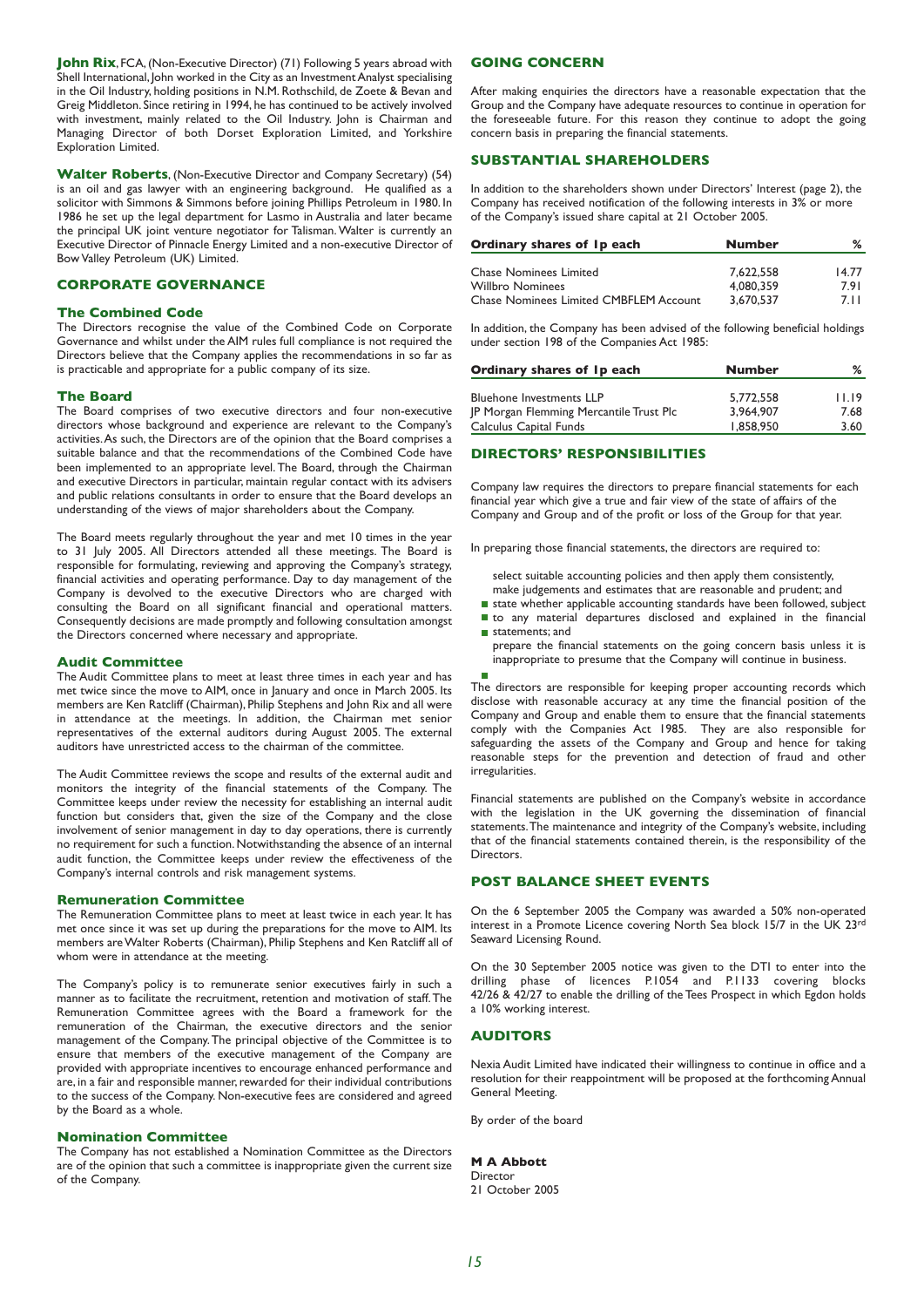**John Rix**, FCA, (Non-Executive Director) (71) Following 5 years abroad with Shell International, John worked in the City as an Investment Analyst specialising in the Oil Industry, holding positions in N.M. Rothschild, de Zoete & Bevan and Greig Middleton. Since retiring in 1994, he has continued to be actively involved with investment, mainly related to the Oil Industry. John is Chairman and Managing Director of both Dorset Exploration Limited, and Yorkshire Exploration Limited.

**Walter Roberts**, (Non-Executive Director and Company Secretary) (54) is an oil and gas lawyer with an engineering background. He qualified as a solicitor with Simmons & Simmons before joining Phillips Petroleum in 1980. In 1986 he set up the legal department for Lasmo in Australia and later became the principal UK joint venture negotiator for Talisman. Walter is currently an Executive Director of Pinnacle Energy Limited and a non-executive Director of Bow Valley Petroleum (UK) Limited.

## CORPORATE GOVERNANCE

### The Combined Code

The Directors recognise the value of the Combined Code on Corporate Governance and whilst under the AIM rules full compliance is not required the Directors believe that the Company applies the recommendations in so far as is practicable and appropriate for a public company of its size.

### The Board

The Board comprises of two executive directors and four non-executive directors whose background and experience are relevant to the Company's activities. As such, the Directors are of the opinion that the Board comprises a suitable balance and that the recommendations of the Combined Code have been implemented to an appropriate level. The Board, through the Chairman and executive Directors in particular, maintain regular contact with its advisers and public relations consultants in order to ensure that the Board develops an understanding of the views of major shareholders about the Company.

The Board meets regularly throughout the year and met 10 times in the year to 31 July 2005. All Directors attended all these meetings. The Board is responsible for formulating, reviewing and approving the Company's strategy, financial activities and operating performance. Day to day management of the Company is devolved to the executive Directors who are charged with consulting the Board on all significant financial and operational matters. Consequently decisions are made promptly and following consultation amongst the Directors concerned where necessary and appropriate.

### Audit Committee

The Audit Committee plans to meet at least three times in each year and has met twice since the move to AIM, once in January and once in March 2005. Its members are Ken Ratcliff (Chairman), Philip Stephens and John Rix and all were in attendance at the meetings. In addition, the Chairman met senior representatives of the external auditors during August 2005. The external auditors have unrestricted access to the chairman of the committee.

The Audit Committee reviews the scope and results of the external audit and monitors the integrity of the financial statements of the Company. The Committee keeps under review the necessity for establishing an internal audit function but considers that, given the size of the Company and the close involvement of senior management in day to day operations, there is currently no requirement for such a function. Notwithstanding the absence of an internal audit function, the Committee keeps under review the effectiveness of the Company's internal controls and risk management systems.

### Remuneration Committee

The Remuneration Committee plans to meet at least twice in each year. It has met once since it was set up during the preparations for the move to AIM. Its members are Walter Roberts (Chairman), Philip Stephens and Ken Ratcliff all of whom were in attendance at the meeting.

The Company's policy is to remunerate senior executives fairly in such a manner as to facilitate the recruitment, retention and motivation of staff. The Remuneration Committee agrees with the Board a framework for the remuneration of the Chairman, the executive directors and the senior management of the Company. The principal objective of the Committee is to ensure that members of the executive management of the Company are provided with appropriate incentives to encourage enhanced performance and are, in a fair and responsible manner, rewarded for their individual contributions to the success of the Company. Non-executive fees are considered and agreed by the Board as a whole.

### Nomination Committee

The Company has not established a Nomination Committee as the Directors are of the opinion that such a committee is inappropriate given the current size of the Company.

## GOING CONCERN

After making enquiries the directors have a reasonable expectation that the Group and the Company have adequate resources to continue in operation for the foreseeable future. For this reason they continue to adopt the going concern basis in preparing the financial statements.

## SUBSTANTIAL SHAREHOLDERS

In addition to the shareholders shown under Directors' Interest (page 2), the Company has received notification of the following interests in 3% or more of the Company's issued share capital at 21 October 2005.

| Ordinary shares of 1p each | Number | % |
|---|---|---|
| Chase Nominees Limited | 7,622,558 | 14.77 |
| Willbro Nominees | 4,080,359 | 7.91 |
| Chase Nominees Limited CMBFLEM Account | 3,670,537 | 7.11 |

In addition, the Company has been advised of the following beneficial holdings under section 198 of the Companies Act 1985:

| Ordinary shares of 1p each | Number | % |
|---|---|---|
| Bluehone Investments LLP | 5,772,558 | 11.19 |
| JP Morgan Flemming Mercantile Trust Plc | 3,964,907 | 7.68 |
| Calculus Capital Funds | 1,858,950 | 3.60 |

## DIRECTORS' RESPONSIBILITIES

Company law requires the directors to prepare financial statements for each financial year which give a true and fair view of the state of affairs of the Company and Group and of the profit or loss of the Group for that year.

In preparing those financial statements, the directors are required to:

- select suitable accounting policies and then apply them consistently,
- make judgements and estimates that are reasonable and prudent; and
- state whether applicable accounting standards have been followed, subject to any material departures disclosed and explained in the financial statements; and
- prepare the financial statements on the going concern basis unless it is inappropriate to presume that the Company will continue in business.

The directors are responsible for keeping proper accounting records which disclose with reasonable accuracy at any time the financial position of the Company and Group and enable them to ensure that the financial statements comply with the Companies Act 1985. They are also responsible for safeguarding the assets of the Company and Group and hence for taking reasonable steps for the prevention and detection of fraud and other irregularities.

Financial statements are published on the Company's website in accordance with the legislation in the UK governing the dissemination of financial statements. The maintenance and integrity of the Company's website, including that of the financial statements contained therein, is the responsibility of the Directors.

## POST BALANCE SHEET EVENTS

On the 6 September 2005 the Company was awarded a 50% non-operated interest in a Promote Licence covering North Sea block 15/7 in the UK 23rd Seaward Licensing Round.

On the 30 September 2005 notice was given to the DTI to enter into the drilling phase of licences P.1054 and P.1133 covering blocks 42/26 & 42/27 to enable the drilling of the Tees Prospect in which Egdon holds a 10% working interest.

## AUDITORS

Nexia Audit Limited have indicated their willingness to continue in office and a resolution for their reappointment will be proposed at the forthcoming Annual General Meeting.

By order of the board

**M A Abbott**
Director
21 October 2005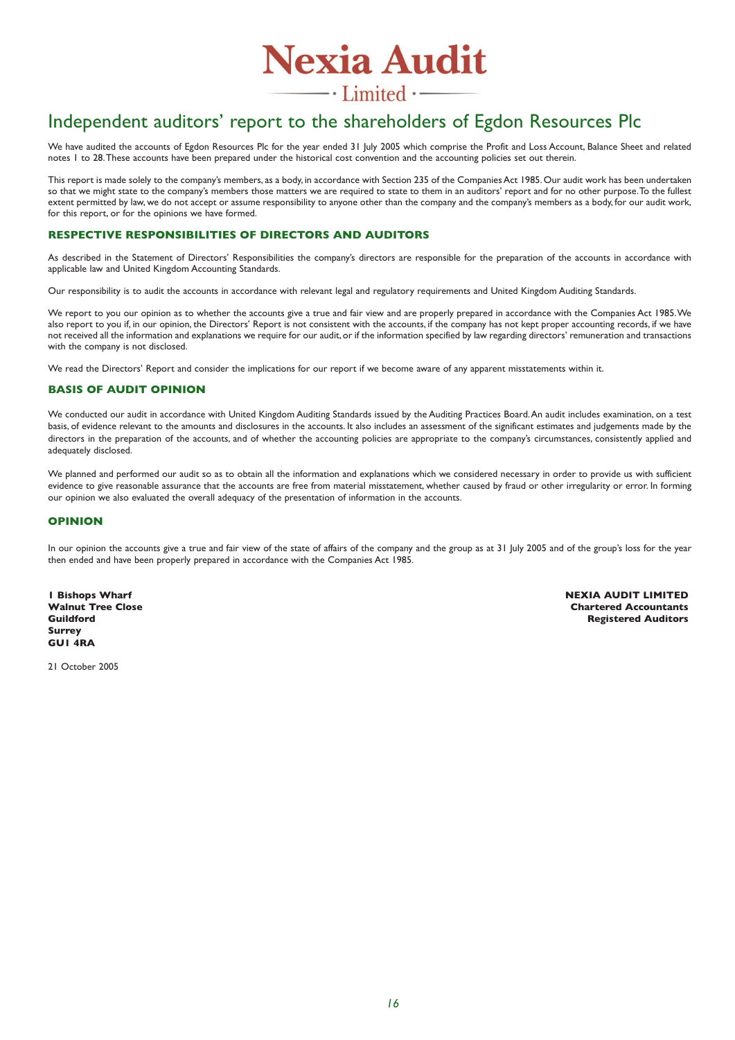# Nexia Audit

Limited

## Independent auditors' report to the shareholders of Egdon Resources Plc

We have audited the accounts of Egdon Resources Plc for the year ended 31 July 2005 which comprise the Profit and Loss Account, Balance Sheet and related notes 1 to 28. These accounts have been prepared under the historical cost convention and the accounting policies set out therein.

This report is made solely to the company's members, as a body, in accordance with Section 235 of the Companies Act 1985. Our audit work has been undertaken so that we might state to the company's members those matters we are required to state to them in an auditors' report and for no other purpose. To the fullest extent permitted by law, we do not accept or assume responsibility to anyone other than the company and the company's members as a body, for our audit work, for this report, or for the opinions we have formed.

### RESPECTIVE RESPONSIBILITIES OF DIRECTORS AND AUDITORS

As described in the Statement of Directors' Responsibilities the company's directors are responsible for the preparation of the accounts in accordance with applicable law and United Kingdom Accounting Standards.

Our responsibility is to audit the accounts in accordance with relevant legal and regulatory requirements and United Kingdom Auditing Standards.

We report to you our opinion as to whether the accounts give a true and fair view and are properly prepared in accordance with the Companies Act 1985. We also report to you if, in our opinion, the Directors' Report is not consistent with the accounts, if the company has not kept proper accounting records, if we have not received all the information and explanations we require for our audit, or if the information specified by law regarding directors' remuneration and transactions with the company is not disclosed.

We read the Directors' Report and consider the implications for our report if we become aware of any apparent misstatements within it.

### BASIS OF AUDIT OPINION

We conducted our audit in accordance with United Kingdom Auditing Standards issued by the Auditing Practices Board. An audit includes examination, on a test basis, of evidence relevant to the amounts and disclosures in the accounts. It also includes an assessment of the significant estimates and judgements made by the directors in the preparation of the accounts, and of whether the accounting policies are appropriate to the company's circumstances, consistently applied and adequately disclosed.

We planned and performed our audit so as to obtain all the information and explanations which we considered necessary in order to provide us with sufficient evidence to give reasonable assurance that the accounts are free from material misstatement, whether caused by fraud or other irregularity or error. In forming our opinion we also evaluated the overall adequacy of the presentation of information in the accounts.

### OPINION

In our opinion the accounts give a true and fair view of the state of affairs of the company and the group as at 31 July 2005 and of the group's loss for the year then ended and have been properly prepared in accordance with the Companies Act 1985.

**1 Bishops Wharf**
**Walnut Tree Close**
**Guildford**
**Surrey**
**GU1 4RA**

**NEXIA AUDIT LIMITED**
**Chartered Accountants**
**Registered Auditors**

21 October 2005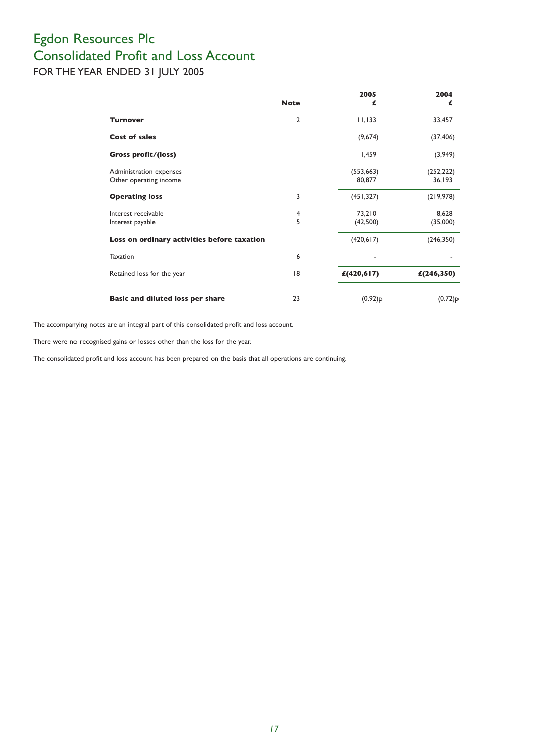# Egdon Resources Plc
# Consolidated Profit and Loss Account
## FOR THE YEAR ENDED 31 JULY 2005

| | Note | 2005<br>£ | 2004<br>£ |
|---|---|---|---|
| **Turnover** | 2 | 11,133 | 33,457 |
| **Cost of sales** | | (9,674) | (37,406) |
| **Gross profit/(loss)** | | 1,459 | (3,949) |
| Administration expenses | | (553,663) | (252,222) |
| Other operating income | | 80,877 | 36,193 |
| **Operating loss** | 3 | (451,327) | (219,978) |
| Interest receivable | 4 | 73,210 | 8,628 |
| Interest payable | 5 | (42,500) | (35,000) |
| **Loss on ordinary activities before taxation** | | (420,617) | (246,350) |
| Taxation | 6 | - | - |
| Retained loss for the year | 18 | **£(420,617)** | **£(246,350)** |
| **Basic and diluted loss per share** | 23 | (0.92)p | (0.72)p |

The accompanying notes are an integral part of this consolidated profit and loss account.

There were no recognised gains or losses other than the loss for the year.

The consolidated profit and loss account has been prepared on the basis that all operations are continuing.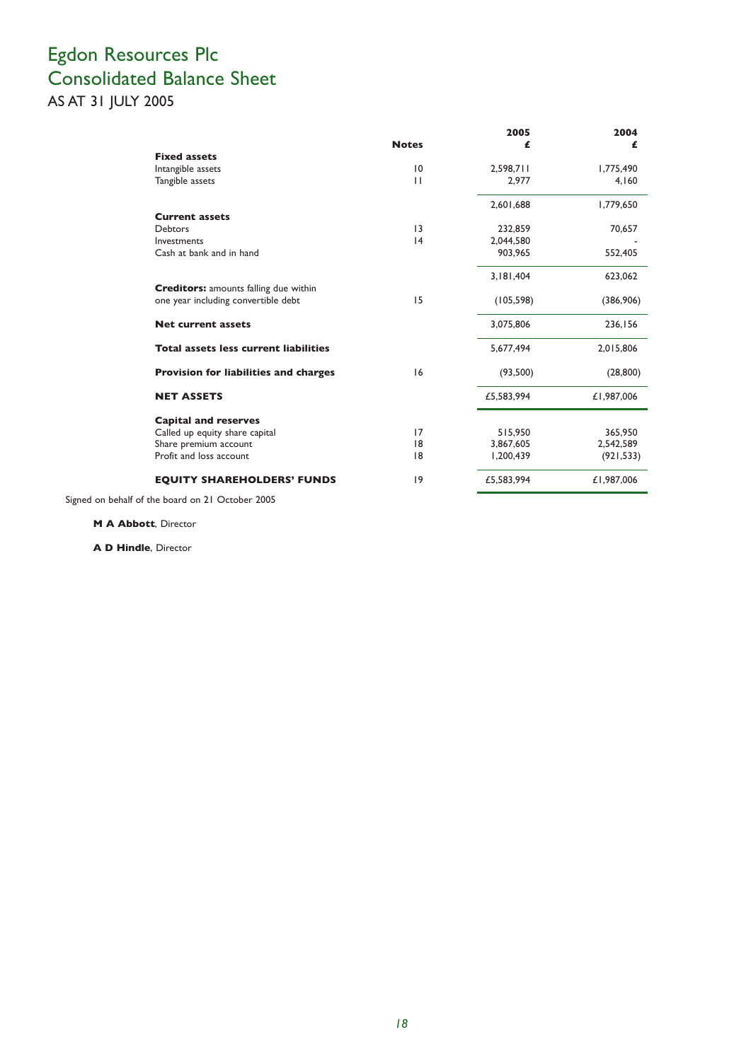# Egdon Resources Plc
# Consolidated Balance Sheet

AS AT 31 JULY 2005

| | Notes | 2005 £ | 2004 £ |
|---|---|---|---|
| **Fixed assets** | | | |
| Intangible assets | 10 | 2,598,711 | 1,775,490 |
| Tangible assets | 11 | 2,977 | 4,160 |
| | | 2,601,688 | 1,779,650 |
| **Current assets** | | | |
| Debtors | 13 | 232,859 | 70,657 |
| Investments | 14 | 2,044,580 | - |
| Cash at bank and in hand | | 903,965 | 552,405 |
| | | 3,181,404 | 623,062 |
| **Creditors:** amounts falling due within one year including convertible debt | 15 | (105,598) | (386,906) |
| **Net current assets** | | 3,075,806 | 236,156 |
| **Total assets less current liabilities** | | 5,677,494 | 2,015,806 |
| **Provision for liabilities and charges** | 16 | (93,500) | (28,800) |
| **NET ASSETS** | | £5,583,994 | £1,987,006 |
| **Capital and reserves** | | | |
| Called up equity share capital | 17 | 515,950 | 365,950 |
| Share premium account | 18 | 3,867,605 | 2,542,589 |
| Profit and loss account | 18 | 1,200,439 | (921,533) |
| **EQUITY SHAREHOLDERS' FUNDS** | 19 | £5,583,994 | £1,987,006 |

Signed on behalf of the board on 21 October 2005

**M A Abbott**, Director

**A D Hindle**, Director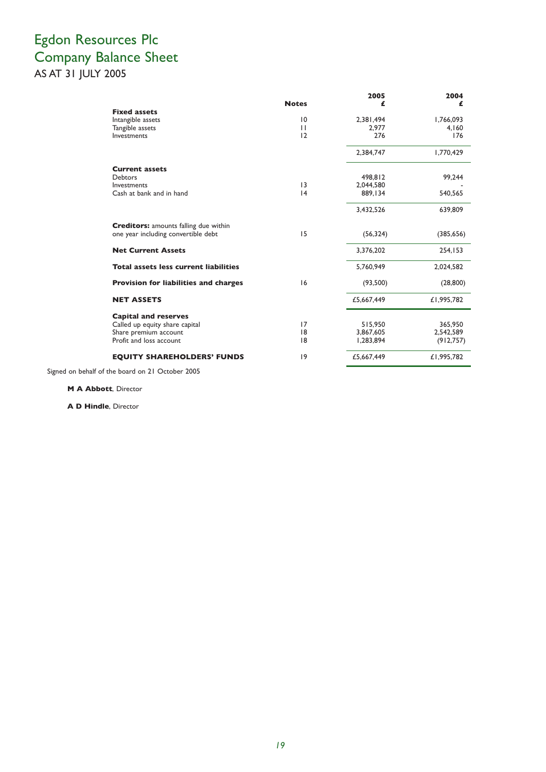# Egdon Resources Plc
# Company Balance Sheet
## AS AT 31 JULY 2005

| | Notes | 2005 £ | 2004 £ |
|---|---|---|---|
| **Fixed assets** | | | |
| Intangible assets | 10 | 2,381,494 | 1,766,093 |
| Tangible assets | 11 | 2,977 | 4,160 |
| Investments | 12 | 276 | 176 |
| | | 2,384,747 | 1,770,429 |
| **Current assets** | | | |
| Debtors | | 498,812 | 99,244 |
| Investments | 13 | 2,044,580 | - |
| Cash at bank and in hand | 14 | 889,134 | 540,565 |
| | | 3,432,526 | 639,809 |
| **Creditors:** amounts falling due within one year including convertible debt | 15 | (56,324) | (385,656) |
| **Net Current Assets** | | 3,376,202 | 254,153 |
| **Total assets less current liabilities** | | 5,760,949 | 2,024,582 |
| **Provision for liabilities and charges** | 16 | (93,500) | (28,800) |
| **NET ASSETS** | | £5,667,449 | £1,995,782 |
| **Capital and reserves** | | | |
| Called up equity share capital | 17 | 515,950 | 365,950 |
| Share premium account | 18 | 3,867,605 | 2,542,589 |
| Profit and loss account | 18 | 1,283,894 | (912,757) |
| **EQUITY SHAREHOLDERS' FUNDS** | 19 | £5,667,449 | £1,995,782 |

Signed on behalf of the board on 21 October 2005

**M A Abbott**, Director

**A D Hindle**, Director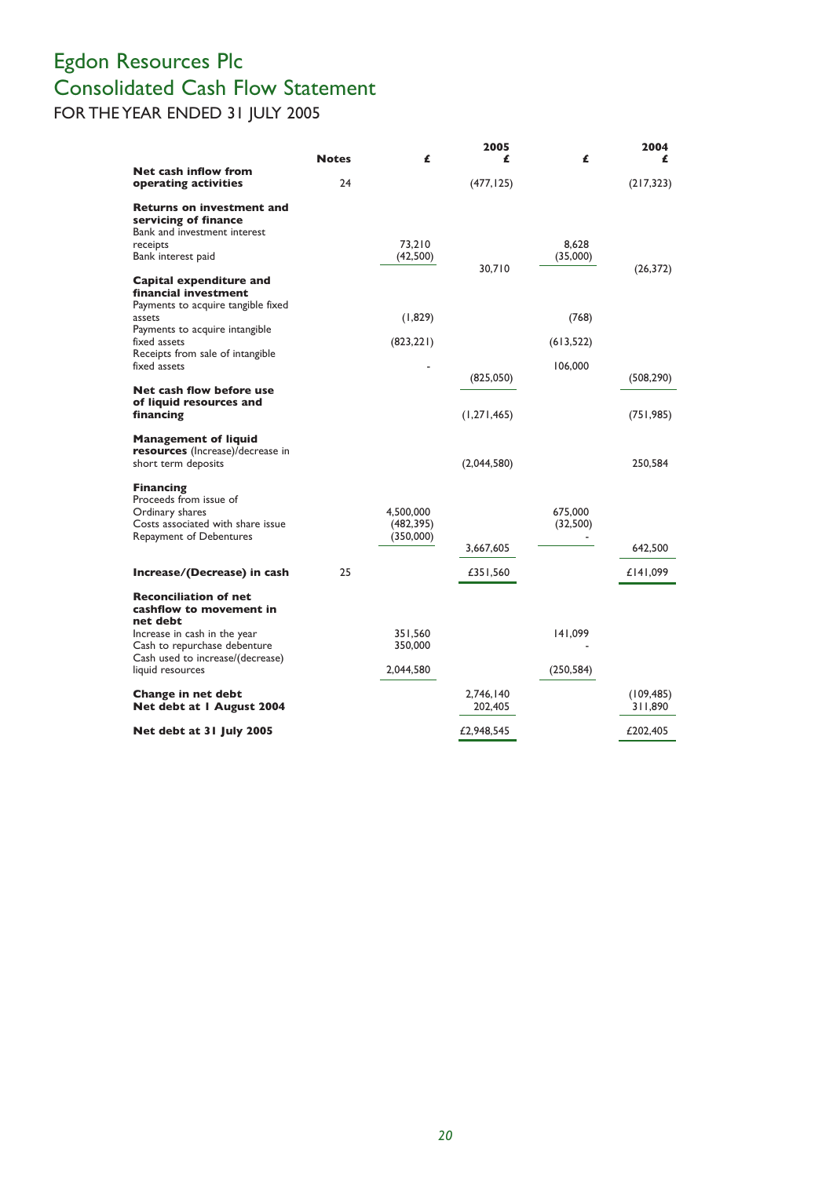# Egdon Resources Plc
# Consolidated Cash Flow Statement
## FOR THE YEAR ENDED 31 JULY 2005

| | Notes | £ | 2005 £ | £ | 2004 £ |
|---|---|---|---|---|---|
| **Net cash inflow from operating activities** | 24 | | (477,125) | | (217,323) |
| **Returns on investment and servicing of finance** | | | | | |
| Bank and investment interest receipts | | 73,210 | | 8,628 | |
| Bank interest paid | | (42,500) | | (35,000) | |
| | | | 30,710 | | (26,372) |
| **Capital expenditure and financial investment** | | | | | |
| Payments to acquire tangible fixed assets | | (1,829) | | (768) | |
| Payments to acquire intangible fixed assets | | (823,221) | | (613,522) | |
| Receipts from sale of intangible fixed assets | | - | | 106,000 | |
| | | | (825,050) | | (508,290) |
| **Net cash flow before use of liquid resources and financing** | | | (1,271,465) | | (751,985) |
| **Management of liquid resources** (Increase)/decrease in short term deposits | | | (2,044,580) | | 250,584 |
| **Financing** | | | | | |
| Proceeds from issue of Ordinary shares | | 4,500,000 | | 675,000 | |
| Costs associated with share issue | | (482,395) | | (32,500) | |
| Repayment of Debentures | | (350,000) | | - | |
| | | | 3,667,605 | | 642,500 |
| **Increase/(Decrease) in cash** | 25 | | £351,560 | | £141,099 |
| **Reconciliation of net cashflow to movement in net debt** | | | | | |
| Increase in cash in the year | | 351,560 | | 141,099 | |
| Cash to repurchase debenture | | 350,000 | | - | |
| Cash used to increase/(decrease) liquid resources | | 2,044,580 | | (250,584) | |
| **Change in net debt** | | | 2,746,140 | | (109,485) |
| **Net debt at 1 August 2004** | | | 202,405 | | 311,890 |
| **Net debt at 31 July 2005** | | | £2,948,545 | | £202,405 |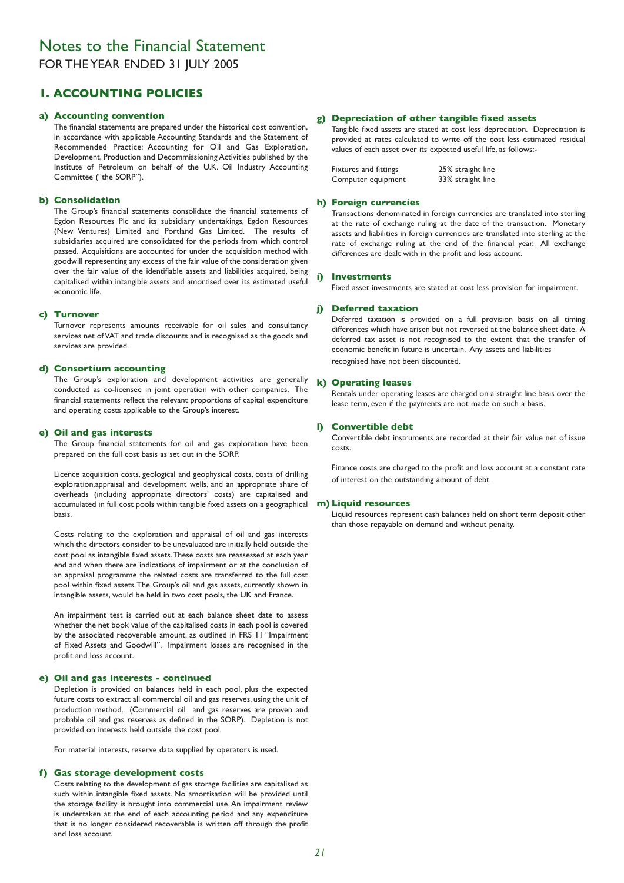# Notes to the Financial Statement

FOR THE YEAR ENDED 31 JULY 2005

## 1. ACCOUNTING POLICIES

### a) Accounting convention

The financial statements are prepared under the historical cost convention, in accordance with applicable Accounting Standards and the Statement of Recommended Practice: Accounting for Oil and Gas Exploration, Development, Production and Decommissioning Activities published by the Institute of Petroleum on behalf of the U.K. Oil Industry Accounting Committee ("the SORP").

### b) Consolidation

The Group's financial statements consolidate the financial statements of Egdon Resources Plc and its subsidiary undertakings, Egdon Resources (New Ventures) Limited and Portland Gas Limited. The results of subsidiaries acquired are consolidated for the periods from which control passed. Acquisitions are accounted for under the acquisition method with goodwill representing any excess of the fair value of the consideration given over the fair value of the identifiable assets and liabilities acquired, being capitalised within intangible assets and amortised over its estimated useful economic life.

### c) Turnover

Turnover represents amounts receivable for oil sales and consultancy services net of VAT and trade discounts and is recognised as the goods and services are provided.

### d) Consortium accounting

The Group's exploration and development activities are generally conducted as co-licensee in joint operation with other companies. The financial statements reflect the relevant proportions of capital expenditure and operating costs applicable to the Group's interest.

### e) Oil and gas interests

The Group financial statements for oil and gas exploration have been prepared on the full cost basis as set out in the SORP.

Licence acquisition costs, geological and geophysical costs, costs of drilling exploration,appraisal and development wells, and an appropriate share of overheads (including appropriate directors' costs) are capitalised and accumulated in full cost pools within tangible fixed assets on a geographical basis.

Costs relating to the exploration and appraisal of oil and gas interests which the directors consider to be unevaluated are initially held outside the cost pool as intangible fixed assets. These costs are reassessed at each year end and when there are indications of impairment or at the conclusion of an appraisal programme the related costs are transferred to the full cost pool within fixed assets. The Group's oil and gas assets, currently shown in intangible assets, would be held in two cost pools, the UK and France.

An impairment test is carried out at each balance sheet date to assess whether the net book value of the capitalised costs in each pool is covered by the associated recoverable amount, as outlined in FRS 11 "Impairment of Fixed Assets and Goodwill". Impairment losses are recognised in the profit and loss account.

### e) Oil and gas interests - continued

Depletion is provided on balances held in each pool, plus the expected future costs to extract all commercial oil and gas reserves, using the unit of production method. (Commercial oil and gas reserves are proven and probable oil and gas reserves as defined in the SORP). Depletion is not provided on interests held outside the cost pool.

For material interests, reserve data supplied by operators is used.

### f) Gas storage development costs

Costs relating to the development of gas storage facilities are capitalised as such within intangible fixed assets. No amortisation will be provided until the storage facility is brought into commercial use. An impairment review is undertaken at the end of each accounting period and any expenditure that is no longer considered recoverable is written off through the profit and loss account.

### g) Depreciation of other tangible fixed assets

Tangible fixed assets are stated at cost less depreciation. Depreciation is provided at rates calculated to write off the cost less estimated residual values of each asset over its expected useful life, as follows:-

| | |
|---|---|
| Fixtures and fittings | 25% straight line |
| Computer equipment | 33% straight line |

### h) Foreign currencies

Transactions denominated in foreign currencies are translated into sterling at the rate of exchange ruling at the date of the transaction. Monetary assets and liabilities in foreign currencies are translated into sterling at the rate of exchange ruling at the end of the financial year. All exchange differences are dealt with in the profit and loss account.

### i) Investments

Fixed asset investments are stated at cost less provision for impairment.

### j) Deferred taxation

Deferred taxation is provided on a full provision basis on all timing differences which have arisen but not reversed at the balance sheet date. A deferred tax asset is not recognised to the extent that the transfer of economic benefit in future is uncertain. Any assets and liabilities recognised have not been discounted.

### k) Operating leases

Rentals under operating leases are charged on a straight line basis over the lease term, even if the payments are not made on such a basis.

### l) Convertible debt

Convertible debt instruments are recorded at their fair value net of issue costs.

Finance costs are charged to the profit and loss account at a constant rate of interest on the outstanding amount of debt.

### m) Liquid resources

Liquid resources represent cash balances held on short term deposit other than those repayable on demand and without penalty.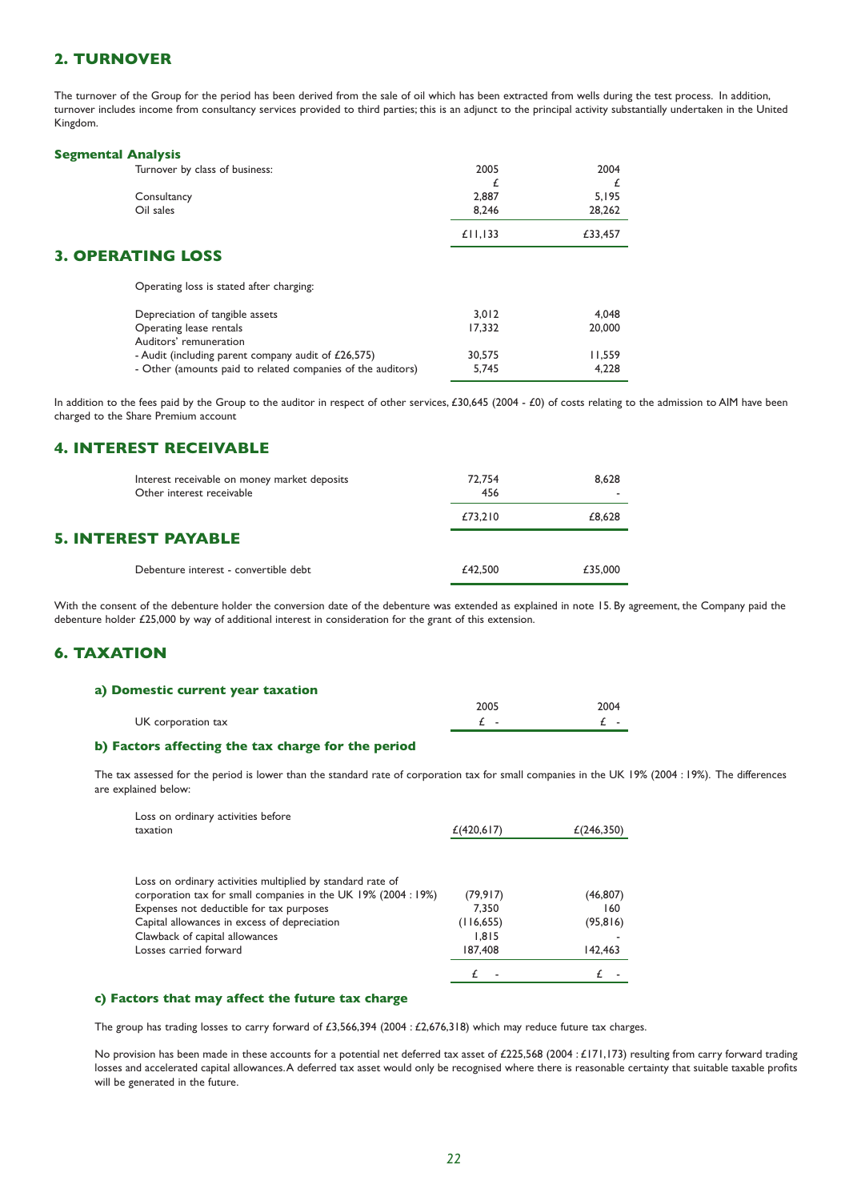## 2. TURNOVER

The turnover of the Group for the period has been derived from the sale of oil which has been extracted from wells during the test process. In addition, turnover includes income from consultancy services provided to third parties; this is an adjunct to the principal activity substantially undertaken in the United Kingdom.

### Segmental Analysis

| Turnover by class of business: | 2005 | 2004 |
|---|---|---|
| | £ | £ |
| Consultancy | 2,887 | 5,195 |
| Oil sales | 8,246 | 28,262 |
| | £11,133 | £33,457 |

## 3. OPERATING LOSS

Operating loss is stated after charging:

| | | |
|---|---|---|
| Depreciation of tangible assets | 3,012 | 4,048 |
| Operating lease rentals | 17,332 | 20,000 |
| Auditors' remuneration | | |
| - Audit (including parent company audit of £26,575) | 30,575 | 11,559 |
| - Other (amounts paid to related companies of the auditors) | 5,745 | 4,228 |

In addition to the fees paid by the Group to the auditor in respect of other services, £30,645 (2004 - £0) of costs relating to the admission to AIM have been charged to the Share Premium account

## 4. INTEREST RECEIVABLE

| | | |
|---|---|---|
| Interest receivable on money market deposits | 72,754 | 8,628 |
| Other interest receivable | 456 | - |
| | £73,210 | £8,628 |

## 5. INTEREST PAYABLE

| | | |
|---|---|---|
| Debenture interest - convertible debt | £42,500 | £35,000 |

With the consent of the debenture holder the conversion date of the debenture was extended as explained in note 15. By agreement, the Company paid the debenture holder £25,000 by way of additional interest in consideration for the grant of this extension.

## 6. TAXATION

### a) Domestic current year taxation

| | 2005 | 2004 |
|---|---|---|
| UK corporation tax | £ - | £ - |

### b) Factors affecting the tax charge for the period

The tax assessed for the period is lower than the standard rate of corporation tax for small companies in the UK 19% (2004 : 19%). The differences are explained below:

| | | |
|---|---|---|
| Loss on ordinary activities before taxation | £(420,617) | £(246,350) |
| Loss on ordinary activities multiplied by standard rate of corporation tax for small companies in the UK 19% (2004 : 19%) | (79,917) | (46,807) |
| Expenses not deductible for tax purposes | 7,350 | 160 |
| Capital allowances in excess of depreciation | (116,655) | (95,816) |
| Clawback of capital allowances | 1,815 | - |
| Losses carried forward | 187,408 | 142,463 |
| | £ - | £ - |

### c) Factors that may affect the future tax charge

The group has trading losses to carry forward of £3,566,394 (2004 : £2,676,318) which may reduce future tax charges.

No provision has been made in these accounts for a potential net deferred tax asset of £225,568 (2004 : £171,173) resulting from carry forward trading losses and accelerated capital allowances. A deferred tax asset would only be recognised where there is reasonable certainty that suitable taxable profits will be generated in the future.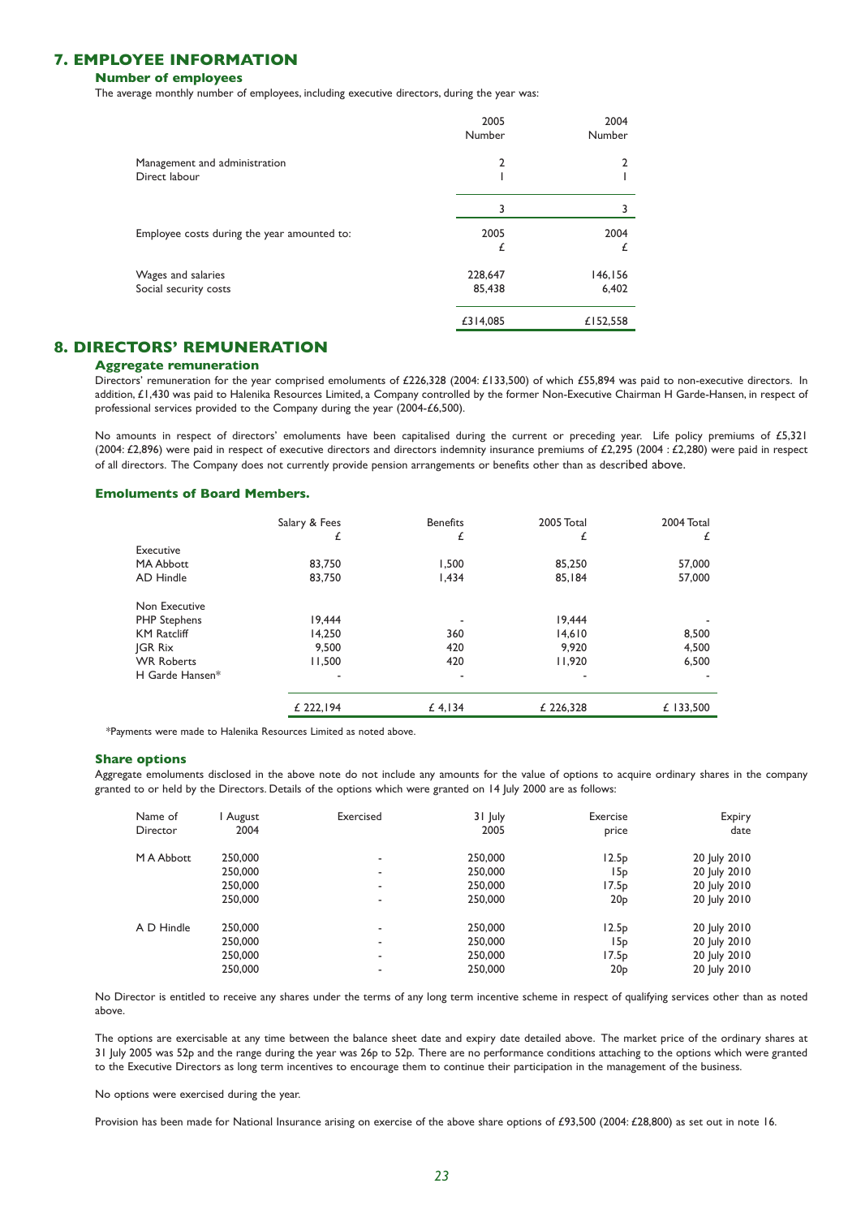## 7. EMPLOYEE INFORMATION

### Number of employees

The average monthly number of employees, including executive directors, during the year was:

| | 2005 Number | 2004 Number |
|---|---|---|
| Management and administration | 2 | 2 |
| Direct labour | 1 | 1 |
| | 3 | 3 |

| Employee costs during the year amounted to: | 2005 £ | 2004 £ |
|---|---|---|
| Wages and salaries | 228,647 | 146,156 |
| Social security costs | 85,438 | 6,402 |
| | £314,085 | £152,558 |

## 8. DIRECTORS' REMUNERATION

### Aggregate remuneration

Directors' remuneration for the year comprised emoluments of £226,328 (2004: £133,500) of which £55,894 was paid to non-executive directors. In addition, £1,430 was paid to Halenika Resources Limited, a Company controlled by the former Non-Executive Chairman H Garde-Hansen, in respect of professional services provided to the Company during the year (2004-£6,500).

No amounts in respect of directors' emoluments have been capitalised during the current or preceding year. Life policy premiums of £5,321 (2004: £2,896) were paid in respect of executive directors and directors indemnity insurance premiums of £2,295 (2004 : £2,280) were paid in respect of all directors. The Company does not currently provide pension arrangements or benefits other than as described above.

### Emoluments of Board Members.

| | Salary & Fees £ | Benefits £ | 2005 Total £ | 2004 Total £ |
|---|---|---|---|---|
| Executive | | | | |
| MA Abbott | 83,750 | 1,500 | 85,250 | 57,000 |
| AD Hindle | 83,750 | 1,434 | 85,184 | 57,000 |
| Non Executive | | | | |
| PHP Stephens | 19,444 | - | 19,444 | - |
| KM Ratcliff | 14,250 | 360 | 14,610 | 8,500 |
| JGR Rix | 9,500 | 420 | 9,920 | 4,500 |
| WR Roberts | 11,500 | 420 | 11,920 | 6,500 |
| H Garde Hansen* | - | - | - | - |
| | £ 222,194 | £ 4,134 | £ 226,328 | £ 133,500 |

*Payments were made to Halenika Resources Limited as noted above.

### Share options

Aggregate emoluments disclosed in the above note do not include any amounts for the value of options to acquire ordinary shares in the company granted to or held by the Directors. Details of the options which were granted on 14 July 2000 are as follows:

| Name of Director | 1 August 2004 | Exercised | 31 July 2005 | Exercise price | Expiry date |
|---|---|---|---|---|---|
| M A Abbott | 250,000 | - | 250,000 | 12.5p | 20 July 2010 |
| | 250,000 | - | 250,000 | 15p | 20 July 2010 |
| | 250,000 | - | 250,000 | 17.5p | 20 July 2010 |
| | 250,000 | - | 250,000 | 20p | 20 July 2010 |
| A D Hindle | 250,000 | - | 250,000 | 12.5p | 20 July 2010 |
| | 250,000 | - | 250,000 | 15p | 20 July 2010 |
| | 250,000 | - | 250,000 | 17.5p | 20 July 2010 |
| | 250,000 | - | 250,000 | 20p | 20 July 2010 |

No Director is entitled to receive any shares under the terms of any long term incentive scheme in respect of qualifying services other than as noted above.

The options are exercisable at any time between the balance sheet date and expiry date detailed above. The market price of the ordinary shares at 31 July 2005 was 52p and the range during the year was 26p to 52p. There are no performance conditions attaching to the options which were granted to the Executive Directors as long term incentives to encourage them to continue their participation in the management of the business.

No options were exercised during the year.

Provision has been made for National Insurance arising on exercise of the above share options of £93,500 (2004: £28,800) as set out in note 16.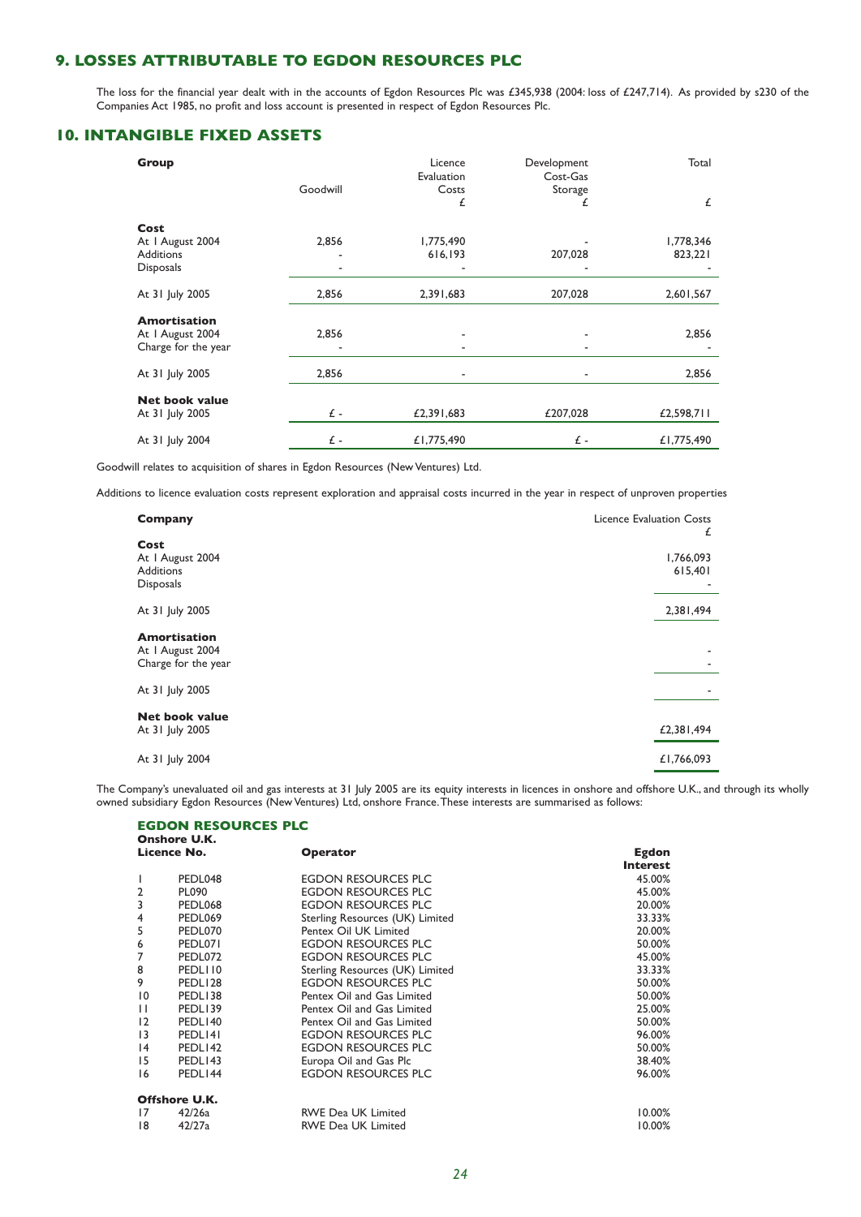## 9. LOSSES ATTRIBUTABLE TO EGDON RESOURCES PLC

The loss for the financial year dealt with in the accounts of Egdon Resources Plc was £345,938 (2004: loss of £247,714). As provided by s230 of the Companies Act 1985, no profit and loss account is presented in respect of Egdon Resources Plc.

## 10. INTANGIBLE FIXED ASSETS

| **Group** | Goodwill | Licence Evaluation Costs £ | Development Cost-Gas Storage £ | Total £ |
|---|---|---|---|---|
| **Cost** | | | | |
| At 1 August 2004 | 2,856 | 1,775,490 | - | 1,778,346 |
| Additions | - | 616,193 | 207,028 | 823,221 |
| Disposals | - | - | - | - |
| At 31 July 2005 | 2,856 | 2,391,683 | 207,028 | 2,601,567 |
| **Amortisation** | | | | |
| At 1 August 2004 | 2,856 | - | - | 2,856 |
| Charge for the year | - | - | - | - |
| At 31 July 2005 | 2,856 | - | - | 2,856 |
| **Net book value** | | | | |
| At 31 July 2005 | £ - | £2,391,683 | £207,028 | £2,598,711 |
| At 31 July 2004 | £ - | £1,775,490 | £ - | £1,775,490 |

Goodwill relates to acquisition of shares in Egdon Resources (New Ventures) Ltd.

Additions to licence evaluation costs represent exploration and appraisal costs incurred in the year in respect of unproven properties

| **Company** | Licence Evaluation Costs £ |
|---|---|
| **Cost** | |
| At 1 August 2004 | 1,766,093 |
| Additions | 615,401 |
| Disposals | - |
| At 31 July 2005 | 2,381,494 |
| **Amortisation** | |
| At 1 August 2004 | - |
| Charge for the year | - |
| At 31 July 2005 | - |
| **Net book value** | |
| At 31 July 2005 | £2,381,494 |
| At 31 July 2004 | £1,766,093 |

The Company's unevaluated oil and gas interests at 31 July 2005 are its equity interests in licences in onshore and offshore U.K., and through its wholly owned subsidiary Egdon Resources (New Ventures) Ltd, onshore France. These interests are summarised as follows:

### EGDON RESOURCES PLC

| | **Onshore U.K. Licence No.** | **Operator** | **Egdon Interest** |
|---|---|---|---|
| 1 | PEDL048 | EGDON RESOURCES PLC | 45.00% |
| 2 | PL090 | EGDON RESOURCES PLC | 45.00% |
| 3 | PEDL068 | EGDON RESOURCES PLC | 20.00% |
| 4 | PEDL069 | Sterling Resources (UK) Limited | 33.33% |
| 5 | PEDL070 | Pentex Oil UK Limited | 20.00% |
| 6 | PEDL071 | EGDON RESOURCES PLC | 50.00% |
| 7 | PEDL072 | EGDON RESOURCES PLC | 45.00% |
| 8 | PEDL110 | Sterling Resources (UK) Limited | 33.33% |
| 9 | PEDL128 | EGDON RESOURCES PLC | 50.00% |
| 10 | PEDL138 | Pentex Oil and Gas Limited | 50.00% |
| 11 | PEDL139 | Pentex Oil and Gas Limited | 25.00% |
| 12 | PEDL140 | Pentex Oil and Gas Limited | 50.00% |
| 13 | PEDL141 | EGDON RESOURCES PLC | 96.00% |
| 14 | PEDL142 | EGDON RESOURCES PLC | 50.00% |
| 15 | PEDL143 | Europa Oil and Gas Plc | 38.40% |
| 16 | PEDL144 | EGDON RESOURCES PLC | 96.00% |
| | **Offshore U.K.** | | |
| 17 | 42/26a | RWE Dea UK Limited | 10.00% |
| 18 | 42/27a | RWE Dea UK Limited | 10.00% |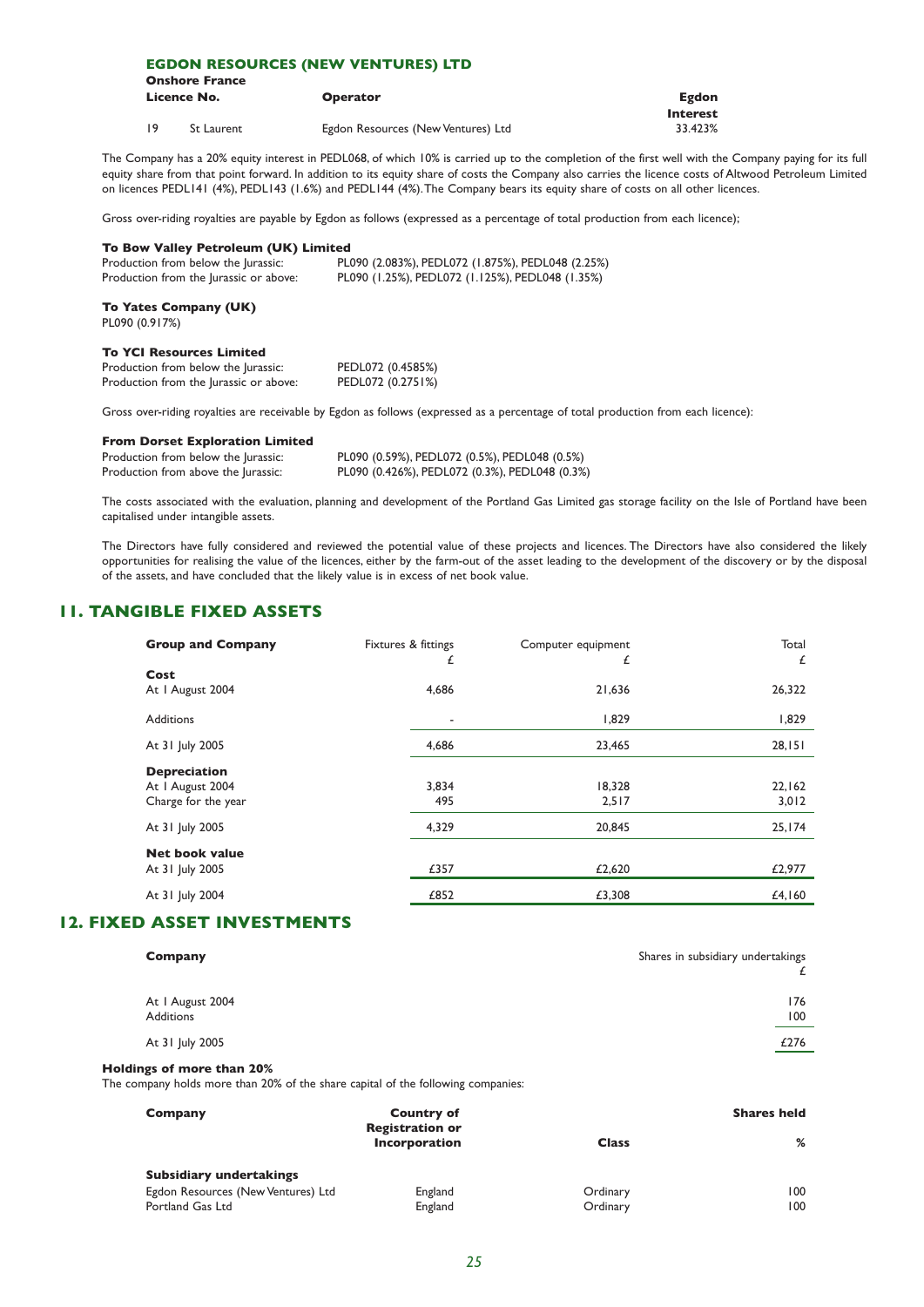### EGDON RESOURCES (NEW VENTURES) LTD

**Onshore France**

| Licence No. | | Operator | Egdon Interest |
|---|---|---|---|
| 19 | St Laurent | Egdon Resources (New Ventures) Ltd | 33.423% |

The Company has a 20% equity interest in PEDL068, of which 10% is carried up to the completion of the first well with the Company paying for its full equity share from that point forward. In addition to its equity share of costs the Company also carries the licence costs of Altwood Petroleum Limited on licences PEDL141 (4%), PEDL143 (1.6%) and PEDL144 (4%). The Company bears its equity share of costs on all other licences.

Gross over-riding royalties are payable by Egdon as follows (expressed as a percentage of total production from each licence);

**To Bow Valley Petroleum (UK) Limited**

| | |
|---|---|
| Production from below the Jurassic: | PL090 (2.083%), PEDL072 (1.875%), PEDL048 (2.25%) |
| Production from the Jurassic or above: | PL090 (1.25%), PEDL072 (1.125%), PEDL048 (1.35%) |

**To Yates Company (UK)**

PL090 (0.917%)

**To YCI Resources Limited**

| | |
|---|---|
| Production from below the Jurassic: | PEDL072 (0.4585%) |
| Production from the Jurassic or above: | PEDL072 (0.2751%) |

Gross over-riding royalties are receivable by Egdon as follows (expressed as a percentage of total production from each licence):

**From Dorset Exploration Limited**

| | |
|---|---|
| Production from below the Jurassic: | PL090 (0.59%), PEDL072 (0.5%), PEDL048 (0.5%) |
| Production from above the Jurassic: | PL090 (0.426%), PEDL072 (0.3%), PEDL048 (0.3%) |

The costs associated with the evaluation, planning and development of the Portland Gas Limited gas storage facility on the Isle of Portland have been capitalised under intangible assets.

The Directors have fully considered and reviewed the potential value of these projects and licences. The Directors have also considered the likely opportunities for realising the value of the licences, either by the farm-out of the asset leading to the development of the discovery or by the disposal of the assets, and have concluded that the likely value is in excess of net book value.

## 11. TANGIBLE FIXED ASSETS

| Group and Company | Fixtures & fittings £ | Computer equipment £ | Total £ |
|---|---|---|---|
| **Cost** | | | |
| At 1 August 2004 | 4,686 | 21,636 | 26,322 |
| Additions | - | 1,829 | 1,829 |
| At 31 July 2005 | 4,686 | 23,465 | 28,151 |
| **Depreciation** | | | |
| At 1 August 2004 | 3,834 | 18,328 | 22,162 |
| Charge for the year | 495 | 2,517 | 3,012 |
| At 31 July 2005 | 4,329 | 20,845 | 25,174 |
| **Net book value** | | | |
| At 31 July 2005 | £357 | £2,620 | £2,977 |
| At 31 July 2004 | £852 | £3,308 | £4,160 |

## 12. FIXED ASSET INVESTMENTS

| Company | Shares in subsidiary undertakings £ |
|---|---|
| At 1 August 2004 | 176 |
| Additions | 100 |
| At 31 July 2005 | £276 |

**Holdings of more than 20%**

The company holds more than 20% of the share capital of the following companies:

| Company | Country of Registration or Incorporation | Class | Shares held % |
|---|---|---|---|
| **Subsidiary undertakings** | | | |
| Egdon Resources (New Ventures) Ltd | England | Ordinary | 100 |
| Portland Gas Ltd | England | Ordinary | 100 |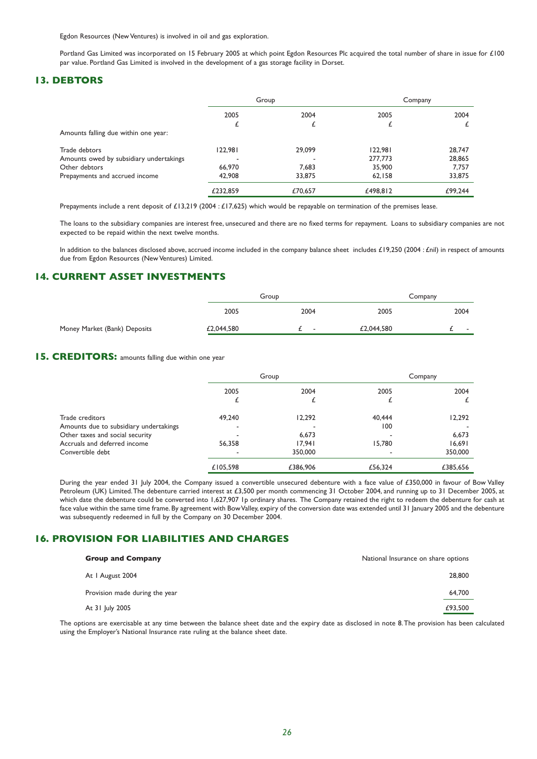Egdon Resources (New Ventures) is involved in oil and gas exploration.

Portland Gas Limited was incorporated on 15 February 2005 at which point Egdon Resources Plc acquired the total number of share in issue for £100 par value. Portland Gas Limited is involved in the development of a gas storage facility in Dorset.

## 13. DEBTORS

| | Group | | Company | |
|---|---|---|---|---|
| | 2005 | 2004 | 2005 | 2004 |
| | £ | £ | £ | £ |
| Amounts falling due within one year: | | | | |
| Trade debtors | 122,981 | 29,099 | 122,981 | 28,747 |
| Amounts owed by subsidiary undertakings | - | - | 277,773 | 28,865 |
| Other debtors | 66,970 | 7,683 | 35,900 | 7,757 |
| Prepayments and accrued income | 42,908 | 33,875 | 62,158 | 33,875 |
| | £232,859 | £70,657 | £498,812 | £99,244 |

Prepayments include a rent deposit of £13,219 (2004 : £17,625) which would be repayable on termination of the premises lease.

The loans to the subsidiary companies are interest free, unsecured and there are no fixed terms for repayment. Loans to subsidiary companies are not expected to be repaid within the next twelve months.

In addition to the balances disclosed above, accrued income included in the company balance sheet includes £19,250 (2004 : £nil) in respect of amounts due from Egdon Resources (New Ventures) Limited.

## 14. CURRENT ASSET INVESTMENTS

| | Group | | Company | |
|---|---|---|---|---|
| | 2005 | 2004 | 2005 | 2004 |
| Money Market (Bank) Deposits | £2,044,580 | £ - | £2,044,580 | £ - |

## 15. CREDITORS: amounts falling due within one year

| | Group | | Company | |
|---|---|---|---|---|
| | 2005 | 2004 | 2005 | 2004 |
| | £ | £ | £ | £ |
| Trade creditors | 49,240 | 12,292 | 40,444 | 12,292 |
| Amounts due to subsidiary undertakings | - | - | 100 | - |
| Other taxes and social security | - | 6,673 | - | 6,673 |
| Accruals and deferred income | 56,358 | 17,941 | 15,780 | 16,691 |
| Convertible debt | - | 350,000 | - | 350,000 |
| | £105,598 | £386,906 | £56,324 | £385,656 |

During the year ended 31 July 2004, the Company issued a convertible unsecured debenture with a face value of £350,000 in favour of Bow Valley Petroleum (UK) Limited. The debenture carried interest at £3,500 per month commencing 31 October 2004, and running up to 31 December 2005, at which date the debenture could be converted into 1,627,907 1p ordinary shares. The Company retained the right to redeem the debenture for cash at face value within the same time frame. By agreement with Bow Valley, expiry of the conversion date was extended until 31 January 2005 and the debenture was subsequently redeemed in full by the Company on 30 December 2004.

## 16. PROVISION FOR LIABILITIES AND CHARGES

| **Group and Company** | National Insurance on share options |
|---|---|
| At 1 August 2004 | 28,800 |
| Provision made during the year | 64,700 |
| At 31 July 2005 | £93,500 |

The options are exercisable at any time between the balance sheet date and the expiry date as disclosed in note 8. The provision has been calculated using the Employer's National Insurance rate ruling at the balance sheet date.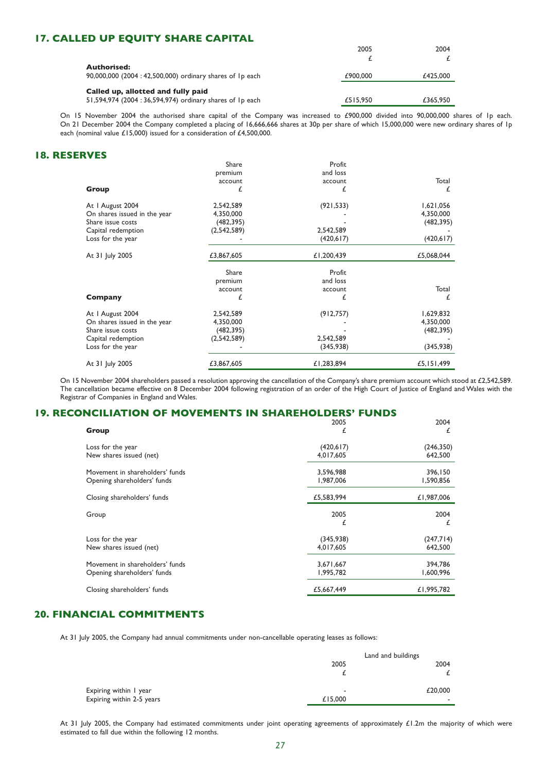## 17. CALLED UP EQUITY SHARE CAPITAL

| | 2005 £ | 2004 £ |
|---|---|---|
| **Authorised:** | | |
| 90,000,000 (2004 : 42,500,000) ordinary shares of 1p each | £900,000 | £425,000 |
| **Called up, allotted and fully paid** | | |
| 51,594,974 (2004 : 36,594,974) ordinary shares of 1p each | £515,950 | £365,950 |

On 15 November 2004 the authorised share capital of the Company was increased to £900,000 divided into 90,000,000 shares of 1p each. On 21 December 2004 the Company completed a placing of 16,666,666 shares at 30p per share of which 15,000,000 were new ordinary shares of 1p each (nominal value £15,000) issued for a consideration of £4,500,000.

## 18. RESERVES

| **Group** | Share premium account £ | Profit and loss account £ | Total £ |
|---|---|---|---|
| At 1 August 2004 | 2,542,589 | (921,533) | 1,621,056 |
| On shares issued in the year | 4,350,000 | - | 4,350,000 |
| Share issue costs | (482,395) | - | (482,395) |
| Capital redemption | (2,542,589) | 2,542,589 | - |
| Loss for the year | - | (420,617) | (420,617) |
| At 31 July 2005 | £3,867,605 | £1,200,439 | £5,068,044 |

| **Company** | Share premium account £ | Profit and loss account £ | Total £ |
|---|---|---|---|
| At 1 August 2004 | 2,542,589 | (912,757) | 1,629,832 |
| On shares issued in the year | 4,350,000 | - | 4,350,000 |
| Share issue costs | (482,395) | - | (482,395) |
| Capital redemption | (2,542,589) | 2,542,589 | - |
| Loss for the year | - | (345,938) | (345,938) |
| At 31 July 2005 | £3,867,605 | £1,283,894 | £5,151,499 |

On 15 November 2004 shareholders passed a resolution approving the cancellation of the Company's share premium account which stood at £2,542,589. The cancellation became effective on 8 December 2004 following registration of an order of the High Court of Justice of England and Wales with the Registrar of Companies in England and Wales.

## 19. RECONCILIATION OF MOVEMENTS IN SHAREHOLDERS' FUNDS

| **Group** | 2005 £ | 2004 £ |
|---|---|---|
| Loss for the year | (420,617) | (246,350) |
| New shares issued (net) | 4,017,605 | 642,500 |
| Movement in shareholders' funds | 3,596,988 | 396,150 |
| Opening shareholders' funds | 1,987,006 | 1,590,856 |
| Closing shareholders' funds | £5,583,994 | £1,987,006 |

| Group | 2005 £ | 2004 £ |
|---|---|---|
| Loss for the year | (345,938) | (247,714) |
| New shares issued (net) | 4,017,605 | 642,500 |
| Movement in shareholders' funds | 3,671,667 | 394,786 |
| Opening shareholders' funds | 1,995,782 | 1,600,996 |
| Closing shareholders' funds | £5,667,449 | £1,995,782 |

## 20. FINANCIAL COMMITMENTS

At 31 July 2005, the Company had annual commitments under non-cancellable operating leases as follows:

| | Land and buildings | |
|---|---|---|
| | 2005 £ | 2004 £ |
| Expiring within 1 year | - | £20,000 |
| Expiring within 2-5 years | £15,000 | - |

At 31 July 2005, the Company had estimated commitments under joint operating agreements of approximately £1.2m the majority of which were estimated to fall due within the following 12 months.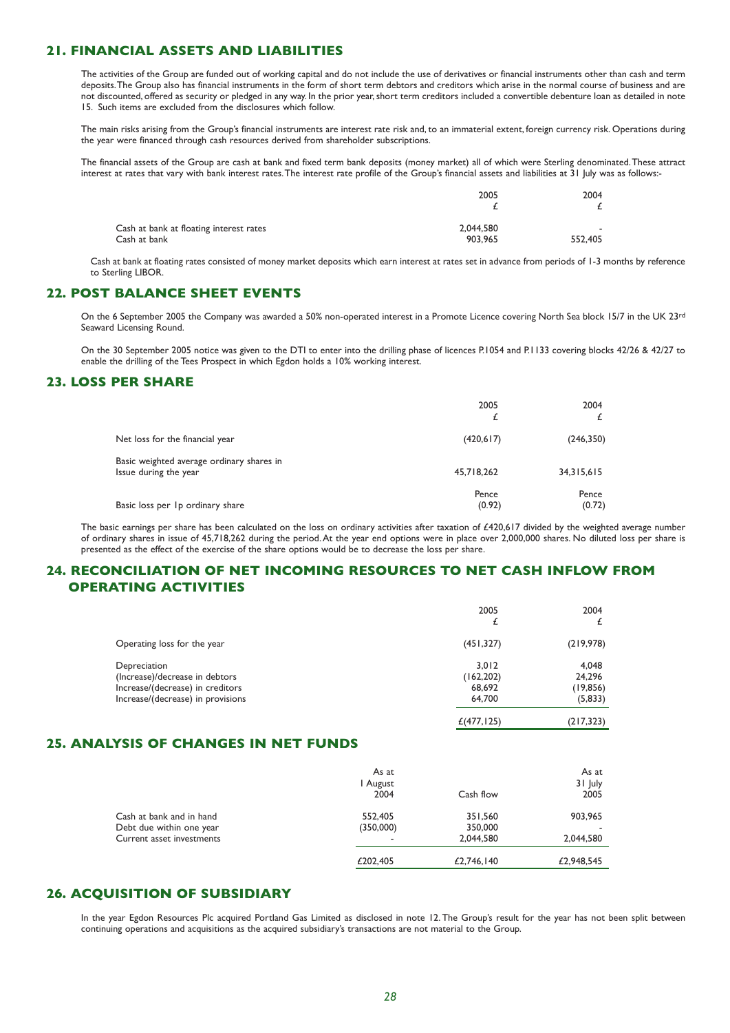## 21. FINANCIAL ASSETS AND LIABILITIES

The activities of the Group are funded out of working capital and do not include the use of derivatives or financial instruments other than cash and term deposits. The Group also has financial instruments in the form of short term debtors and creditors which arise in the normal course of business and are not discounted, offered as security or pledged in any way. In the prior year, short term creditors included a convertible debenture loan as detailed in note 15. Such items are excluded from the disclosures which follow.

The main risks arising from the Group's financial instruments are interest rate risk and, to an immaterial extent, foreign currency risk. Operations during the year were financed through cash resources derived from shareholder subscriptions.

The financial assets of the Group are cash at bank and fixed term bank deposits (money market) all of which were Sterling denominated. These attract interest at rates that vary with bank interest rates. The interest rate profile of the Group's financial assets and liabilities at 31 July was as follows:-

| | 2005 £ | 2004 £ |
|---|---|---|
| Cash at bank at floating interest rates | 2,044,580 | - |
| Cash at bank | 903,965 | 552,405 |

Cash at bank at floating rates consisted of money market deposits which earn interest at rates set in advance from periods of 1-3 months by reference to Sterling LIBOR.

## 22. POST BALANCE SHEET EVENTS

On the 6 September 2005 the Company was awarded a 50% non-operated interest in a Promote Licence covering North Sea block 15/7 in the UK 23rd Seaward Licensing Round.

On the 30 September 2005 notice was given to the DTI to enter into the drilling phase of licences P.1054 and P.1133 covering blocks 42/26 & 42/27 to enable the drilling of the Tees Prospect in which Egdon holds a 10% working interest.

## 23. LOSS PER SHARE

| | 2005 £ | 2004 £ |
|---|---|---|
| Net loss for the financial year | (420,617) | (246,350) |
| Basic weighted average ordinary shares in Issue during the year | 45,718,262 | 34,315,615 |
| | Pence | Pence |
| Basic loss per 1p ordinary share | (0.92) | (0.72) |

The basic earnings per share has been calculated on the loss on ordinary activities after taxation of £420,617 divided by the weighted average number of ordinary shares in issue of 45,718,262 during the period. At the year end options were in place over 2,000,000 shares. No diluted loss per share is presented as the effect of the exercise of the share options would be to decrease the loss per share.

## 24. RECONCILIATION OF NET INCOMING RESOURCES TO NET CASH INFLOW FROM OPERATING ACTIVITIES

| | 2005 £ | 2004 £ |
|---|---|---|
| Operating loss for the year | (451,327) | (219,978) |
| Depreciation | 3,012 | 4,048 |
| (Increase)/decrease in debtors | (162,202) | 24,296 |
| Increase/(decrease) in creditors | 68,692 | (19,856) |
| Increase/(decrease) in provisions | 64,700 | (5,833) |
| | £(477,125) | (217,323) |

## 25. ANALYSIS OF CHANGES IN NET FUNDS

| | As at 1 August 2004 | Cash flow | As at 31 July 2005 |
|---|---|---|---|
| Cash at bank and in hand | 552,405 | 351,560 | 903,965 |
| Debt due within one year | (350,000) | 350,000 | - |
| Current asset investments | - | 2,044,580 | 2,044,580 |
| | £202,405 | £2,746,140 | £2,948,545 |

## 26. ACQUISITION OF SUBSIDIARY

In the year Egdon Resources Plc acquired Portland Gas Limited as disclosed in note 12. The Group's result for the year has not been split between continuing operations and acquisitions as the acquired subsidiary's transactions are not material to the Group.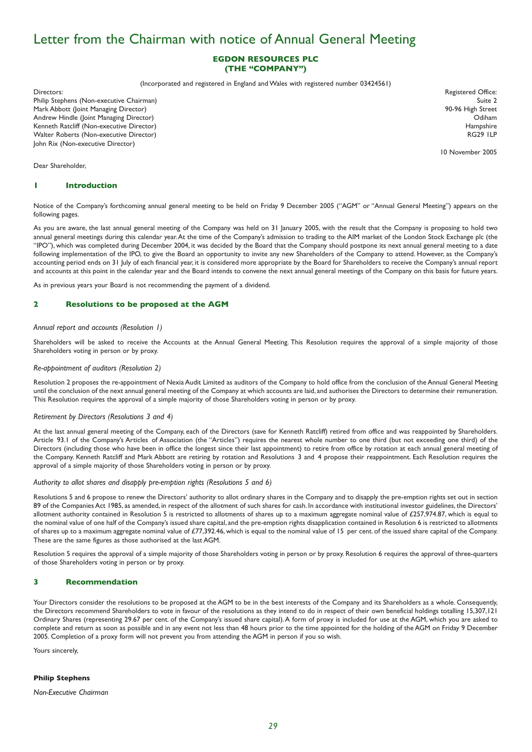# Letter from the Chairman with notice of Annual General Meeting

**EGDON RESOURCES PLC**
**(THE "COMPANY")**

(Incorporated and registered in England and Wales with registered number 03424561)

Directors:
Philip Stephens (Non-executive Chairman)
Mark Abbott (Joint Managing Director)
Andrew Hindle (Joint Managing Director)
Kenneth Ratcliff (Non-executive Director)
Walter Roberts (Non-executive Director)
John Rix (Non-executive Director)

Registered Office:
Suite 2
90-96 High Street
Odiham
Hampshire
RG29 1LP

10 November 2005

Dear Shareholder,

## 1 Introduction

Notice of the Company's forthcoming annual general meeting to be held on Friday 9 December 2005 ("AGM" or "Annual General Meeting") appears on the following pages.

As you are aware, the last annual general meeting of the Company was held on 31 January 2005, with the result that the Company is proposing to hold two annual general meetings during this calendar year. At the time of the Company's admission to trading to the AIM market of the London Stock Exchange plc (the "IPO"), which was completed during December 2004, it was decided by the Board that the Company should postpone its next annual general meeting to a date following implementation of the IPO, to give the Board an opportunity to invite any new Shareholders of the Company to attend. However, as the Company's accounting period ends on 31 July of each financial year, it is considered more appropriate by the Board for Shareholders to receive the Company's annual report and accounts at this point in the calendar year and the Board intends to convene the next annual general meetings of the Company on this basis for future years.

As in previous years your Board is not recommending the payment of a dividend.

## 2 Resolutions to be proposed at the AGM

*Annual report and accounts (Resolution 1)*

Shareholders will be asked to receive the Accounts at the Annual General Meeting. This Resolution requires the approval of a simple majority of those Shareholders voting in person or by proxy.

*Re-appointment of auditors (Resolution 2)*

Resolution 2 proposes the re-appointment of Nexia Audit Limited as auditors of the Company to hold office from the conclusion of the Annual General Meeting until the conclusion of the next annual general meeting of the Company at which accounts are laid, and authorises the Directors to determine their remuneration. This Resolution requires the approval of a simple majority of those Shareholders voting in person or by proxy.

*Retirement by Directors (Resolutions 3 and 4)*

At the last annual general meeting of the Company, each of the Directors (save for Kenneth Ratcliff) retired from office and was reappointed by Shareholders. Article 93.1 of the Company's Articles of Association (the "Articles") requires the nearest whole number to one third (but not exceeding one third) of the Directors (including those who have been in office the longest since their last appointment) to retire from office by rotation at each annual general meeting of the Company. Kenneth Ratcliff and Mark Abbott are retiring by rotation and Resolutions 3 and 4 propose their reappointment. Each Resolution requires the approval of a simple majority of those Shareholders voting in person or by proxy.

*Authority to allot shares and disapply pre-emption rights (Resolutions 5 and 6)*

Resolutions 5 and 6 propose to renew the Directors' authority to allot ordinary shares in the Company and to disapply the pre-emption rights set out in section 89 of the Companies Act 1985, as amended, in respect of the allotment of such shares for cash. In accordance with institutional investor guidelines, the Directors' allotment authority contained in Resolution 5 is restricted to allotments of shares up to a maximum aggregate nominal value of £257,974.87, which is equal to the nominal value of one half of the Company's issued share capital, and the pre-emption rights disapplication contained in Resolution 6 is restricted to allotments of shares up to a maximum aggregate nominal value of £77,392.46, which is equal to the nominal value of 15 per cent. of the issued share capital of the Company. These are the same figures as those authorised at the last AGM.

Resolution 5 requires the approval of a simple majority of those Shareholders voting in person or by proxy. Resolution 6 requires the approval of three-quarters of those Shareholders voting in person or by proxy.

## 3 Recommendation

Your Directors consider the resolutions to be proposed at the AGM to be in the best interests of the Company and its Shareholders as a whole. Consequently, the Directors recommend Shareholders to vote in favour of the resolutions as they intend to do in respect of their own beneficial holdings totalling 15,307,121 Ordinary Shares (representing 29.67 per cent. of the Company's issued share capital). A form of proxy is included for use at the AGM, which you are asked to complete and return as soon as possible and in any event not less than 48 hours prior to the time appointed for the holding of the AGM on Friday 9 December 2005. Completion of a proxy form will not prevent you from attending the AGM in person if you so wish.

Yours sincerely,

**Philip Stephens**

*Non-Executive Chairman*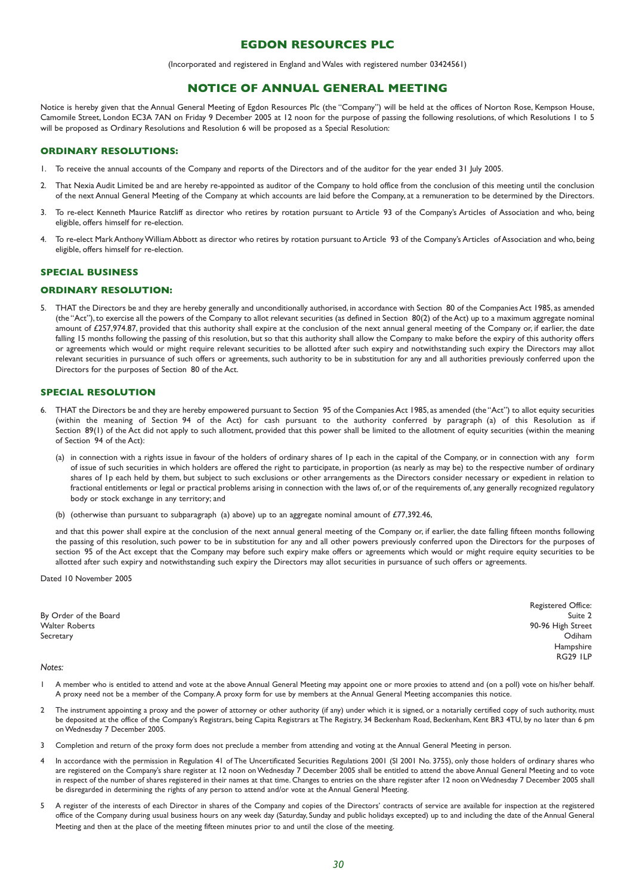# EGDON RESOURCES PLC

(Incorporated and registered in England and Wales with registered number 03424561)

# NOTICE OF ANNUAL GENERAL MEETING

Notice is hereby given that the Annual General Meeting of Egdon Resources Plc (the "Company") will be held at the offices of Norton Rose, Kempson House, Camomile Street, London EC3A 7AN on Friday 9 December 2005 at 12 noon for the purpose of passing the following resolutions, of which Resolutions 1 to 5 will be proposed as Ordinary Resolutions and Resolution 6 will be proposed as a Special Resolution:

## ORDINARY RESOLUTIONS:

1. To receive the annual accounts of the Company and reports of the Directors and of the auditor for the year ended 31 July 2005.
2. That Nexia Audit Limited be and are hereby re-appointed as auditor of the Company to hold office from the conclusion of this meeting until the conclusion of the next Annual General Meeting of the Company at which accounts are laid before the Company, at a remuneration to be determined by the Directors.
3. To re-elect Kenneth Maurice Ratcliff as director who retires by rotation pursuant to Article 93 of the Company's Articles of Association and who, being eligible, offers himself for re-election.
4. To re-elect Mark Anthony William Abbott as director who retires by rotation pursuant to Article 93 of the Company's Articles of Association and who, being eligible, offers himself for re-election.

## SPECIAL BUSINESS

## ORDINARY RESOLUTION:

5. THAT the Directors be and they are hereby generally and unconditionally authorised, in accordance with Section 80 of the Companies Act 1985, as amended (the "Act"), to exercise all the powers of the Company to allot relevant securities (as defined in Section 80(2) of the Act) up to a maximum aggregate nominal amount of £257,974.87, provided that this authority shall expire at the conclusion of the next annual general meeting of the Company or, if earlier, the date falling 15 months following the passing of this resolution, but so that this authority shall allow the Company to make before the expiry of this authority offers or agreements which would or might require relevant securities to be allotted after such expiry and notwithstanding such expiry the Directors may allot relevant securities in pursuance of such offers or agreements, such authority to be in substitution for any and all authorities previously conferred upon the Directors for the purposes of Section 80 of the Act.

## SPECIAL RESOLUTION

6. THAT the Directors be and they are hereby empowered pursuant to Section 95 of the Companies Act 1985, as amended (the "Act") to allot equity securities (within the meaning of Section 94 of the Act) for cash pursuant to the authority conferred by paragraph (a) of this Resolution as if Section 89(1) of the Act did not apply to such allotment, provided that this power shall be limited to the allotment of equity securities (within the meaning of Section 94 of the Act):

   (a) in connection with a rights issue in favour of the holders of ordinary shares of 1p each in the capital of the Company, or in connection with any form of issue of such securities in which holders are offered the right to participate, in proportion (as nearly as may be) to the respective number of ordinary shares of 1p each held by them, but subject to such exclusions or other arrangements as the Directors consider necessary or expedient in relation to fractional entitlements or legal or practical problems arising in connection with the laws of, or of the requirements of, any generally recognized regulatory body or stock exchange in any territory; and

   (b) (otherwise than pursuant to subparagraph (a) above) up to an aggregate nominal amount of £77,392.46,

   and that this power shall expire at the conclusion of the next annual general meeting of the Company or, if earlier, the date falling fifteen months following the passing of this resolution, such power to be in substitution for any and all other powers previously conferred upon the Directors for the purposes of section 95 of the Act except that the Company may before such expiry make offers or agreements which would or might require equity securities to be allotted after such expiry and notwithstanding such expiry the Directors may allot securities in pursuance of such offers or agreements.

Dated 10 November 2005

By Order of the Board
Walter Roberts
Secretary

Registered Office:
Suite 2
90-96 High Street
Odiham
Hampshire
RG29 1LP

*Notes:*

1. A member who is entitled to attend and vote at the above Annual General Meeting may appoint one or more proxies to attend and (on a poll) vote on his/her behalf. A proxy need not be a member of the Company. A proxy form for use by members at the Annual General Meeting accompanies this notice.
2. The instrument appointing a proxy and the power of attorney or other authority (if any) under which it is signed, or a notarially certified copy of such authority, must be deposited at the office of the Company's Registrars, being Capita Registrars at The Registry, 34 Beckenham Road, Beckenham, Kent BR3 4TU, by no later than 6 pm on Wednesday 7 December 2005.
3. Completion and return of the proxy form does not preclude a member from attending and voting at the Annual General Meeting in person.
4. In accordance with the permission in Regulation 41 of The Uncertificated Securities Regulations 2001 (SI 2001 No. 3755), only those holders of ordinary shares who are registered on the Company's share register at 12 noon on Wednesday 7 December 2005 shall be entitled to attend the above Annual General Meeting and to vote in respect of the number of shares registered in their names at that time. Changes to entries on the share register after 12 noon on Wednesday 7 December 2005 shall be disregarded in determining the rights of any person to attend and/or vote at the Annual General Meeting.
5. A register of the interests of each Director in shares of the Company and copies of the Directors' contracts of service are available for inspection at the registered office of the Company during usual business hours on any week day (Saturday, Sunday and public holidays excepted) up to and including the date of the Annual General Meeting and then at the place of the meeting fifteen minutes prior to and until the close of the meeting.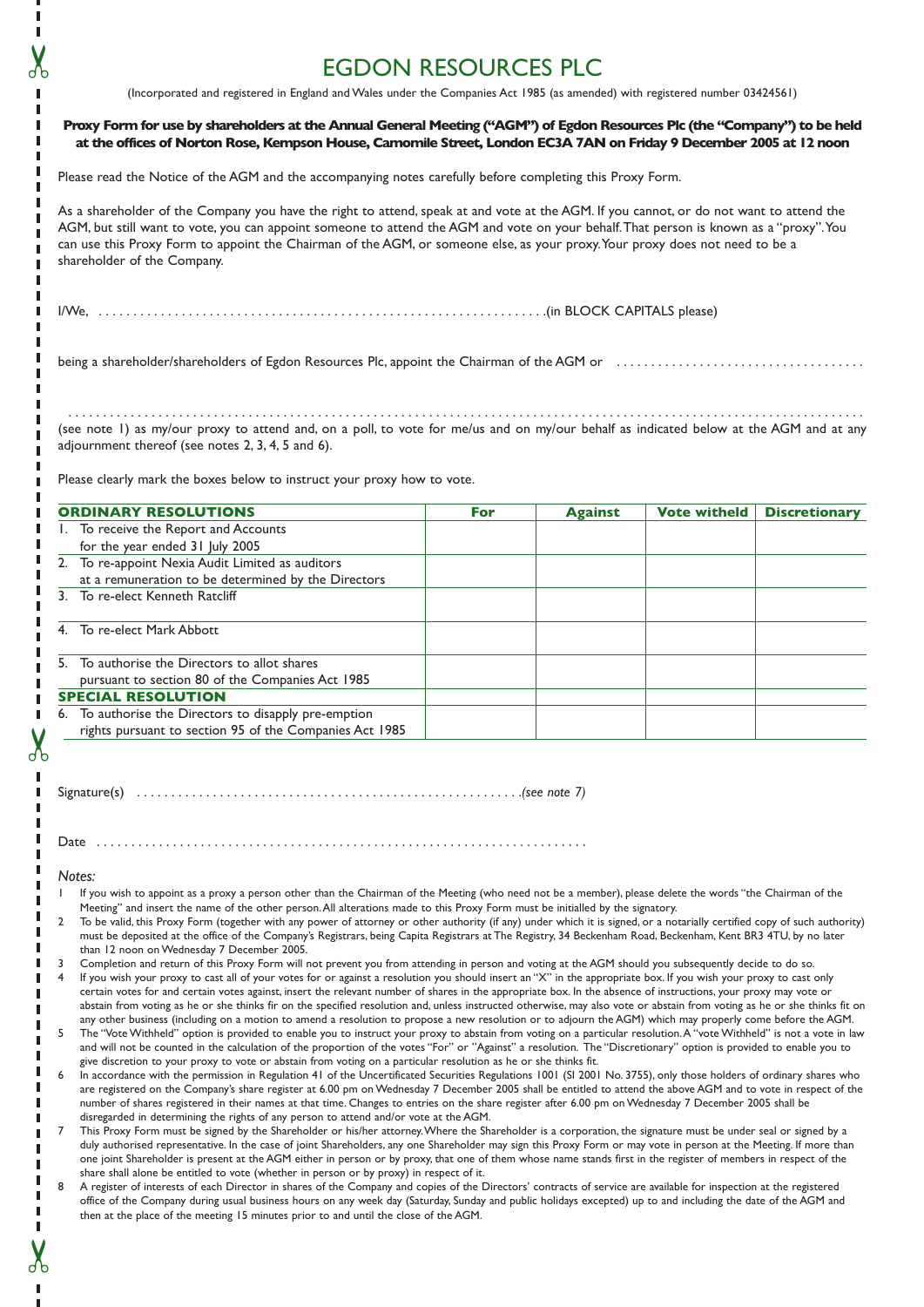# EGDON RESOURCES PLC

(Incorporated and registered in England and Wales under the Companies Act 1985 (as amended) with registered number 03424561)

**Proxy Form for use by shareholders at the Annual General Meeting ("AGM") of Egdon Resources Plc (the "Company") to be held at the offices of Norton Rose, Kempson House, Camomile Street, London EC3A 7AN on Friday 9 December 2005 at 12 noon**

Please read the Notice of the AGM and the accompanying notes carefully before completing this Proxy Form.

As a shareholder of the Company you have the right to attend, speak at and vote at the AGM. If you cannot, or do not want to attend the AGM, but still want to vote, you can appoint someone to attend the AGM and vote on your behalf. That person is known as a "proxy". You can use this Proxy Form to appoint the Chairman of the AGM, or someone else, as your proxy. Your proxy does not need to be a shareholder of the Company.

I/We, . . . . . . . . . . . . . . . . . . . . . . . . . . . . . . . . . . . . . . . . . . . . . . . . . . . . . . . . . . . . . . . . (in BLOCK CAPITALS please)

being a shareholder/shareholders of Egdon Resources Plc, appoint the Chairman of the AGM or . . . . . . . . . . . . . . . . . . . . . . . . . . . . . . . . . . .

. . . . . . . . . . . . . . . . . . . . . . . . . . . . . . . . . . . . . . . . . . . . . . . . . . . . . . . . . . . . . . . . . . . . . . . . . . . . . . . . . . . . . . . . . . . . .
(see note 1) as my/our proxy to attend and, on a poll, to vote for me/us and on my/our behalf as indicated below at the AGM and at any adjournment thereof (see notes 2, 3, 4, 5 and 6).

Please clearly mark the boxes below to instruct your proxy how to vote.

| **ORDINARY RESOLUTIONS** | **For** | **Against** | **Vote witheld** | **Discretionary** |
|---|---|---|---|---|
| 1. To receive the Report and Accounts for the year ended 31 July 2005 | | | | |
| 2. To re-appoint Nexia Audit Limited as auditors at a remuneration to be determined by the Directors | | | | |
| 3. To re-elect Kenneth Ratcliff | | | | |
| 4. To re-elect Mark Abbott | | | | |
| 5. To authorise the Directors to allot shares pursuant to section 80 of the Companies Act 1985 | | | | |
| **SPECIAL RESOLUTION** | | | | |
| 6. To authorise the Directors to disapply pre-emption rights pursuant to section 95 of the Companies Act 1985 | | | | |

Signature(s) . . . . . . . . . . . . . . . . . . . . . . . . . . . . . . . . . . . . . . . . . . . . . . . . . . . . . . *(see note 7)*

Date . . . . . . . . . . . . . . . . . . . . . . . . . . . . . . . . . . . . . . . . . . . . . . . . . . . . . . . . . . . . . . . . . . . . . .

*Notes:*

1. If you wish to appoint as a proxy a person other than the Chairman of the Meeting (who need not be a member), please delete the words "the Chairman of the Meeting" and insert the name of the other person. All alterations made to this Proxy Form must be initialled by the signatory.
2. To be valid, this Proxy Form (together with any power of attorney or other authority (if any) under which it is signed, or a notarially certified copy of such authority) must be deposited at the office of the Company's Registrars, being Capita Registrars at The Registry, 34 Beckenham Road, Beckenham, Kent BR3 4TU, by no later than 12 noon on Wednesday 7 December 2005.
3. Completion and return of this Proxy Form will not prevent you from attending in person and voting at the AGM should you subsequently decide to do so.
4. If you wish your proxy to cast all of your votes for or against a resolution you should insert an "X" in the appropriate box. If you wish your proxy to cast only certain votes for and certain votes against, insert the relevant number of shares in the appropriate box. In the absence of instructions, your proxy may vote or abstain from voting as he or she thinks fir on the specified resolution and, unless instructed otherwise, may also vote or abstain from voting as he or she thinks fit on any other business (including on a motion to amend a resolution to propose a new resolution or to adjourn the AGM) which may properly come before the AGM.
5. The "Vote Withheld" option is provided to enable you to instruct your proxy to abstain from voting on a particular resolution. A "vote Withheld" is not a vote in law and will not be counted in the calculation of the proportion of the votes "For" or "Against" a resolution. The "Discretionary" option is provided to enable you to give discretion to your proxy to vote or abstain from voting on a particular resolution as he or she thinks fit.
6. In accordance with the permission in Regulation 41 of the Uncertificated Securities Regulations 1001 (SI 2001 No. 3755), only those holders of ordinary shares who are registered on the Company's share register at 6.00 pm on Wednesday 7 December 2005 shall be entitled to attend the above AGM and to vote in respect of the number of shares registered in their names at that time. Changes to entries on the share register after 6.00 pm on Wednesday 7 December 2005 shall be disregarded in determining the rights of any person to attend and/or vote at the AGM.
7. This Proxy Form must be signed by the Shareholder or his/her attorney. Where the Shareholder is a corporation, the signature must be under seal or signed by a duly authorised representative. In the case of joint Shareholders, any one Shareholder may sign this Proxy Form or may vote in person at the Meeting. If more than one joint Shareholder is present at the AGM either in person or by proxy, that one of them whose name stands first in the register of members in respect of the share shall alone be entitled to vote (whether in person or by proxy) in respect of it.
8. A register of interests of each Director in shares of the Company and copies of the Directors' contracts of service are available for inspection at the registered office of the Company during usual business hours on any week day (Saturday, Sunday and public holidays excepted) up to and including the date of the AGM and then at the place of the meeting 15 minutes prior to and until the close of the AGM.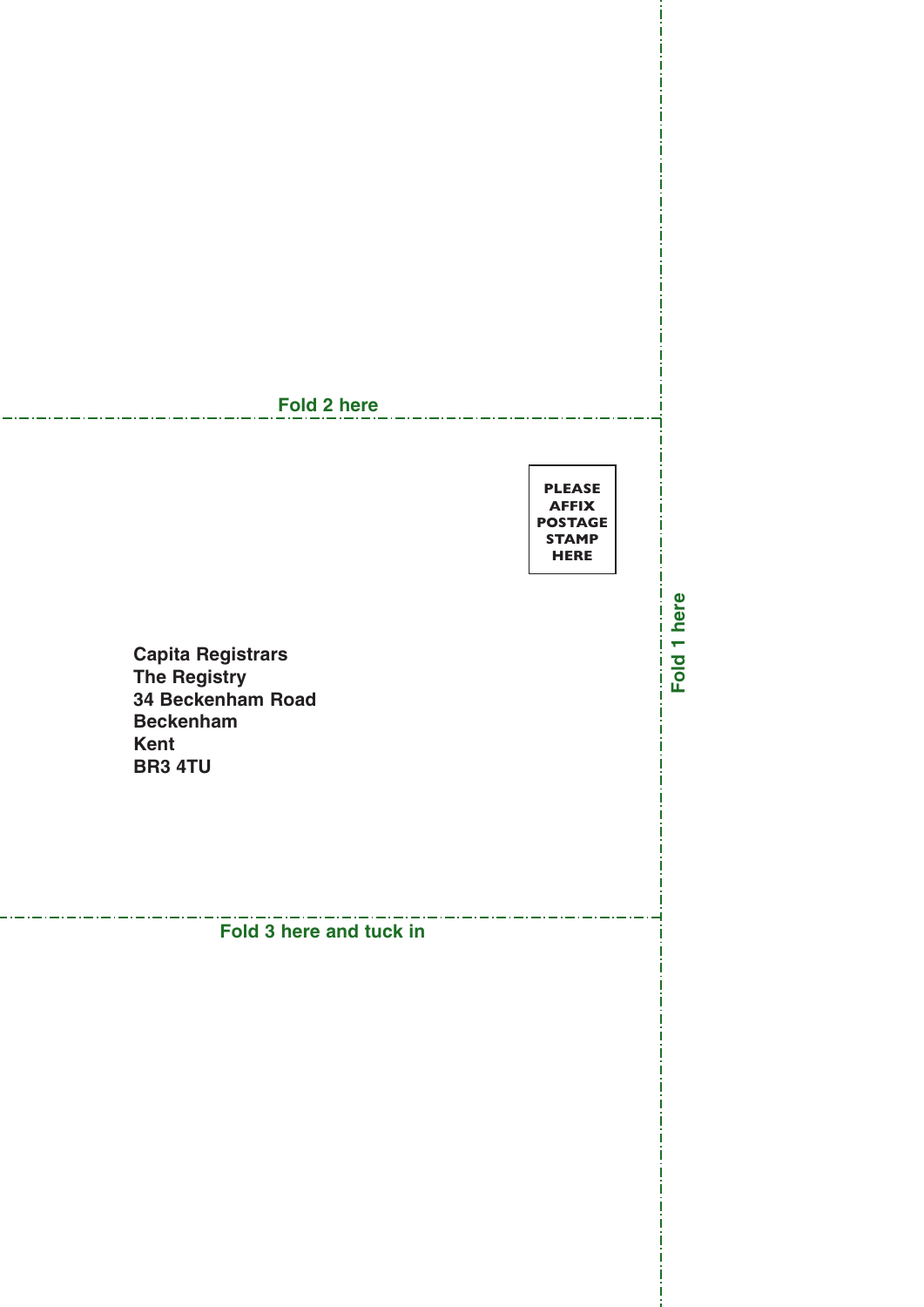Fold 2 here

PLEASE
AFFIX
POSTAGE
STAMP
HERE

Fold 1 here

**Capita Registrars**
**The Registry**
**34 Beckenham Road**
**Beckenham**
**Kent**
**BR3 4TU**

Fold 3 here and tuck in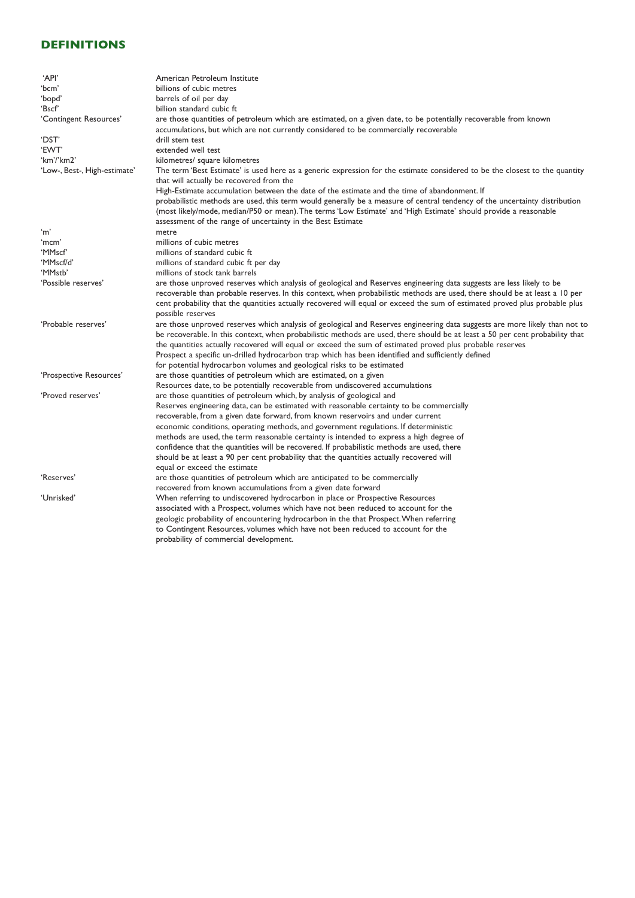## DEFINITIONS

| | |
|---|---|
| 'API' | American Petroleum Institute |
| 'bcm' | billions of cubic metres |
| 'bopd' | barrels of oil per day |
| 'Bscf' | billion standard cubic ft |
| 'Contingent Resources' | are those quantities of petroleum which are estimated, on a given date, to be potentially recoverable from known accumulations, but which are not currently considered to be commercially recoverable |
| 'DST' | drill stem test |
| 'EWT' | extended well test |
| 'km'/'km2' | kilometres/ square kilometres |
| 'Low-, Best-, High-estimate' | The term 'Best Estimate' is used here as a generic expression for the estimate considered to be the closest to the quantity that will actually be recovered from the High-Estimate accumulation between the date of the estimate and the time of abandonment. If probabilistic methods are used, this term would generally be a measure of central tendency of the uncertainty distribution (most likely/mode, median/P50 or mean). The terms 'Low Estimate' and 'High Estimate' should provide a reasonable assessment of the range of uncertainty in the Best Estimate |
| 'm' | metre |
| 'mcm' | millions of cubic metres |
| 'MMscf' | millions of standard cubic ft |
| 'MMscf/d' | millions of standard cubic ft per day |
| 'MMstb' | millions of stock tank barrels |
| 'Possible reserves' | are those unproved reserves which analysis of geological and Reserves engineering data suggests are less likely to be recoverable than probable reserves. In this context, when probabilistic methods are used, there should be at least a 10 per cent probability that the quantities actually recovered will equal or exceed the sum of estimated proved plus probable plus possible reserves |
| 'Probable reserves' | are those unproved reserves which analysis of geological and Reserves engineering data suggests are more likely than not to be recoverable. In this context, when probabilistic methods are used, there should be at least a 50 per cent probability that the quantities actually recovered will equal or exceed the sum of estimated proved plus probable reserves Prospect a specific un-drilled hydrocarbon trap which has been identified and sufficiently defined for potential hydrocarbon volumes and geological risks to be estimated |
| 'Prospective Resources' | are those quantities of petroleum which are estimated, on a given Resources date, to be potentially recoverable from undiscovered accumulations |
| 'Proved reserves' | are those quantities of petroleum which, by analysis of geological and Reserves engineering data, can be estimated with reasonable certainty to be commercially recoverable, from a given date forward, from known reservoirs and under current economic conditions, operating methods, and government regulations. If deterministic methods are used, the term reasonable certainty is intended to express a high degree of confidence that the quantities will be recovered. If probabilistic methods are used, there should be at least a 90 per cent probability that the quantities actually recovered will equal or exceed the estimate |
| 'Reserves' | are those quantities of petroleum which are anticipated to be commercially recovered from known accumulations from a given date forward |
| 'Unrisked' | When referring to undiscovered hydrocarbon in place or Prospective Resources associated with a Prospect, volumes which have not been reduced to account for the geologic probability of encountering hydrocarbon in the that Prospect. When referring to Contingent Resources, volumes which have not been reduced to account for the probability of commercial development. |